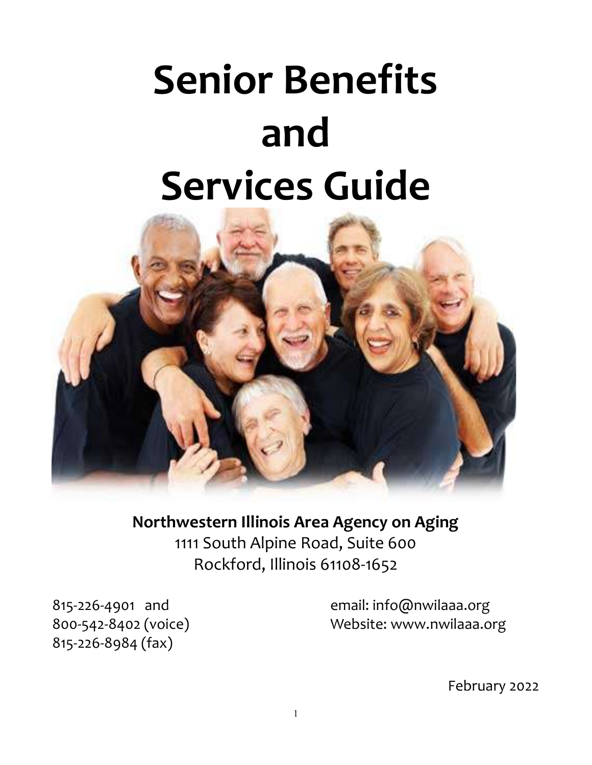# Senior Benefits and Services Guide

**Northwestern Illinois Area Agency on Aging**
1111 South Alpine Road, Suite 600
Rockford, Illinois 61108-1652

815-226-4901 and
800-542-8402 (voice)
815-226-8984 (fax)

email: info@nwilaaa.org
Website: www.nwilaaa.org

February 2022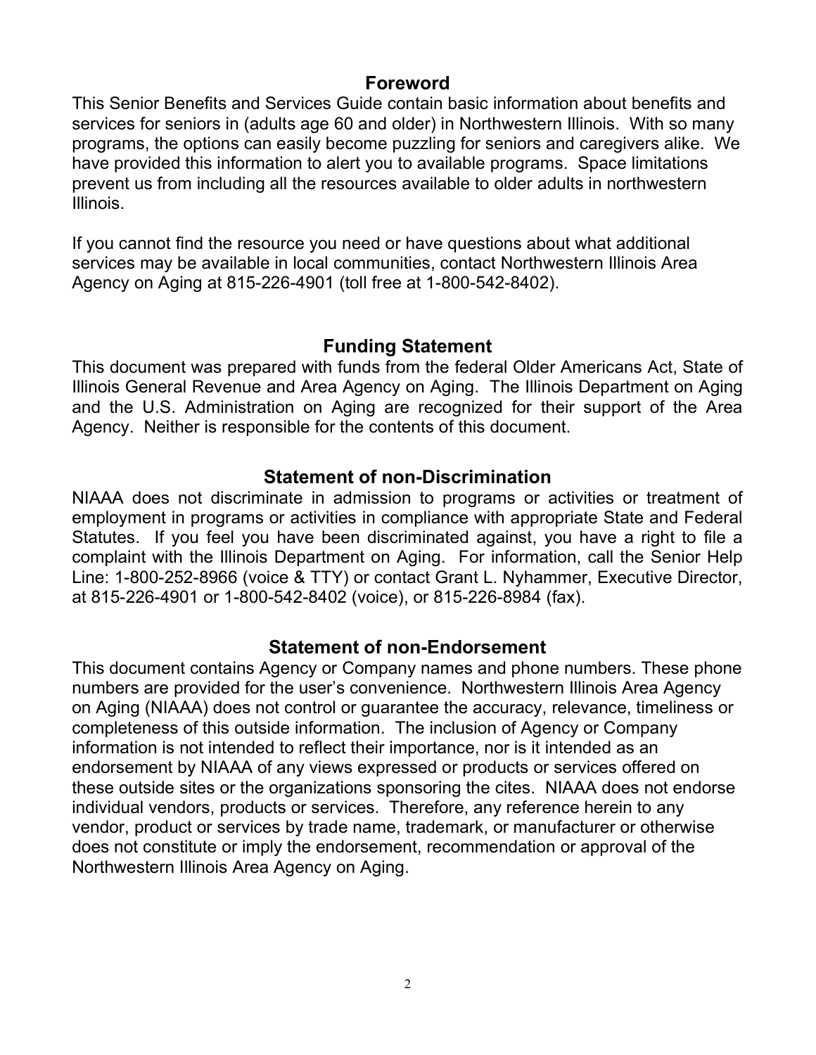## Foreword

This Senior Benefits and Services Guide contain basic information about benefits and services for seniors in (adults age 60 and older) in Northwestern Illinois. With so many programs, the options can easily become puzzling for seniors and caregivers alike. We have provided this information to alert you to available programs. Space limitations prevent us from including all the resources available to older adults in northwestern Illinois.

If you cannot find the resource you need or have questions about what additional services may be available in local communities, contact Northwestern Illinois Area Agency on Aging at 815-226-4901 (toll free at 1-800-542-8402).

## Funding Statement

This document was prepared with funds from the federal Older Americans Act, State of Illinois General Revenue and Area Agency on Aging. The Illinois Department on Aging and the U.S. Administration on Aging are recognized for their support of the Area Agency. Neither is responsible for the contents of this document.

## Statement of non-Discrimination

NIAAA does not discriminate in admission to programs or activities or treatment of employment in programs or activities in compliance with appropriate State and Federal Statutes. If you feel you have been discriminated against, you have a right to file a complaint with the Illinois Department on Aging. For information, call the Senior Help Line: 1-800-252-8966 (voice & TTY) or contact Grant L. Nyhammer, Executive Director, at 815-226-4901 or 1-800-542-8402 (voice), or 815-226-8984 (fax).

## Statement of non-Endorsement

This document contains Agency or Company names and phone numbers. These phone numbers are provided for the user's convenience. Northwestern Illinois Area Agency on Aging (NIAAA) does not control or guarantee the accuracy, relevance, timeliness or completeness of this outside information. The inclusion of Agency or Company information is not intended to reflect their importance, nor is it intended as an endorsement by NIAAA of any views expressed or products or services offered on these outside sites or the organizations sponsoring the cites. NIAAA does not endorse individual vendors, products or services. Therefore, any reference herein to any vendor, product or services by trade name, trademark, or manufacturer or otherwise does not constitute or imply the endorsement, recommendation or approval of the Northwestern Illinois Area Agency on Aging.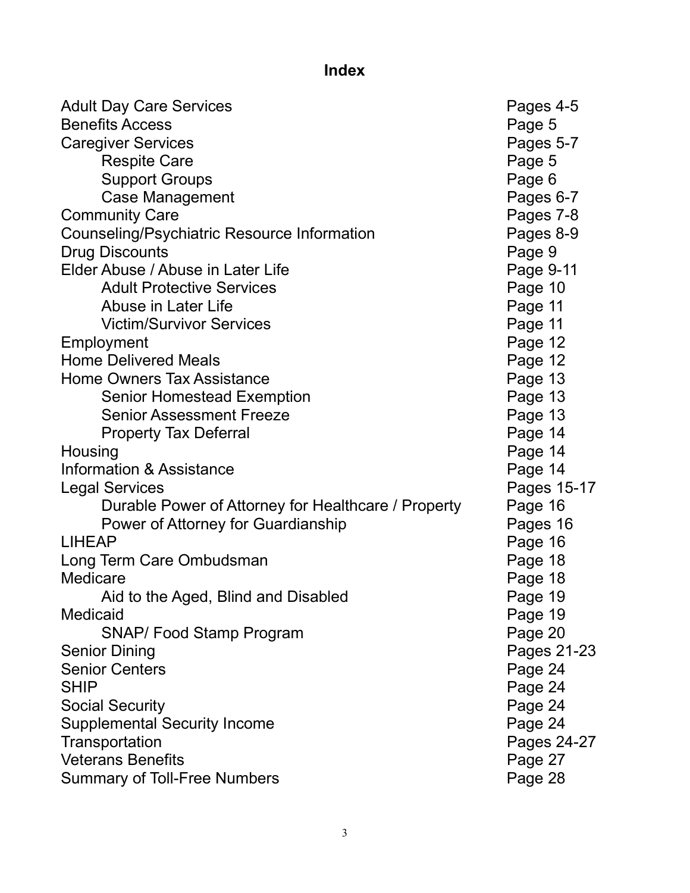# Index

| | |
|---|---|
| Adult Day Care Services | Pages 4-5 |
| Benefits Access | Page 5 |
| Caregiver Services | Pages 5-7 |
| Respite Care | Page 5 |
| Support Groups | Page 6 |
| Case Management | Pages 6-7 |
| Community Care | Pages 7-8 |
| Counseling/Psychiatric Resource Information | Pages 8-9 |
| Drug Discounts | Page 9 |
| Elder Abuse / Abuse in Later Life | Page 9-11 |
| Adult Protective Services | Page 10 |
| Abuse in Later Life | Page 11 |
| Victim/Survivor Services | Page 11 |
| Employment | Page 12 |
| Home Delivered Meals | Page 12 |
| Home Owners Tax Assistance | Page 13 |
| Senior Homestead Exemption | Page 13 |
| Senior Assessment Freeze | Page 13 |
| Property Tax Deferral | Page 14 |
| Housing | Page 14 |
| Information & Assistance | Page 14 |
| Legal Services | Pages 15-17 |
| Durable Power of Attorney for Healthcare / Property | Page 16 |
| Power of Attorney for Guardianship | Pages 16 |
| LIHEAP | Page 16 |
| Long Term Care Ombudsman | Page 18 |
| Medicare | Page 18 |
| Aid to the Aged, Blind and Disabled | Page 19 |
| Medicaid | Page 19 |
| SNAP/ Food Stamp Program | Page 20 |
| Senior Dining | Pages 21-23 |
| Senior Centers | Page 24 |
| SHIP | Page 24 |
| Social Security | Page 24 |
| Supplemental Security Income | Page 24 |
| Transportation | Pages 24-27 |
| Veterans Benefits | Page 27 |
| Summary of Toll-Free Numbers | Page 28 |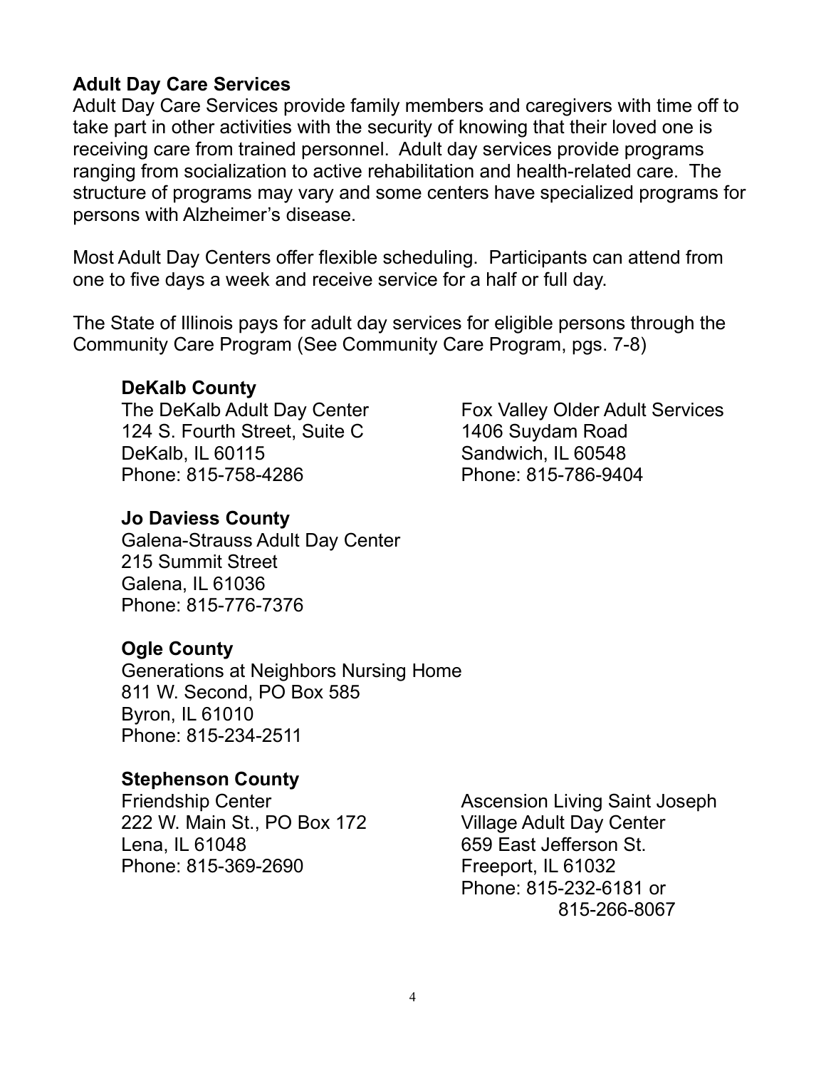## Adult Day Care Services

Adult Day Care Services provide family members and caregivers with time off to take part in other activities with the security of knowing that their loved one is receiving care from trained personnel. Adult day services provide programs ranging from socialization to active rehabilitation and health-related care. The structure of programs may vary and some centers have specialized programs for persons with Alzheimer's disease.

Most Adult Day Centers offer flexible scheduling. Participants can attend from one to five days a week and receive service for a half or full day.

The State of Illinois pays for adult day services for eligible persons through the Community Care Program (See Community Care Program, pgs. 7-8)

### DeKalb County

The DeKalb Adult Day Center
124 S. Fourth Street, Suite C
DeKalb, IL 60115
Phone: 815-758-4286

Fox Valley Older Adult Services
1406 Suydam Road
Sandwich, IL 60548
Phone: 815-786-9404

### Jo Daviess County

Galena-Strauss Adult Day Center
215 Summit Street
Galena, IL 61036
Phone: 815-776-7376

### Ogle County

Generations at Neighbors Nursing Home
811 W. Second, PO Box 585
Byron, IL 61010
Phone: 815-234-2511

### Stephenson County

Friendship Center
222 W. Main St., PO Box 172
Lena, IL 61048
Phone: 815-369-2690

Ascension Living Saint Joseph Village Adult Day Center
659 East Jefferson St.
Freeport, IL 61032
Phone: 815-232-6181 or
815-266-8067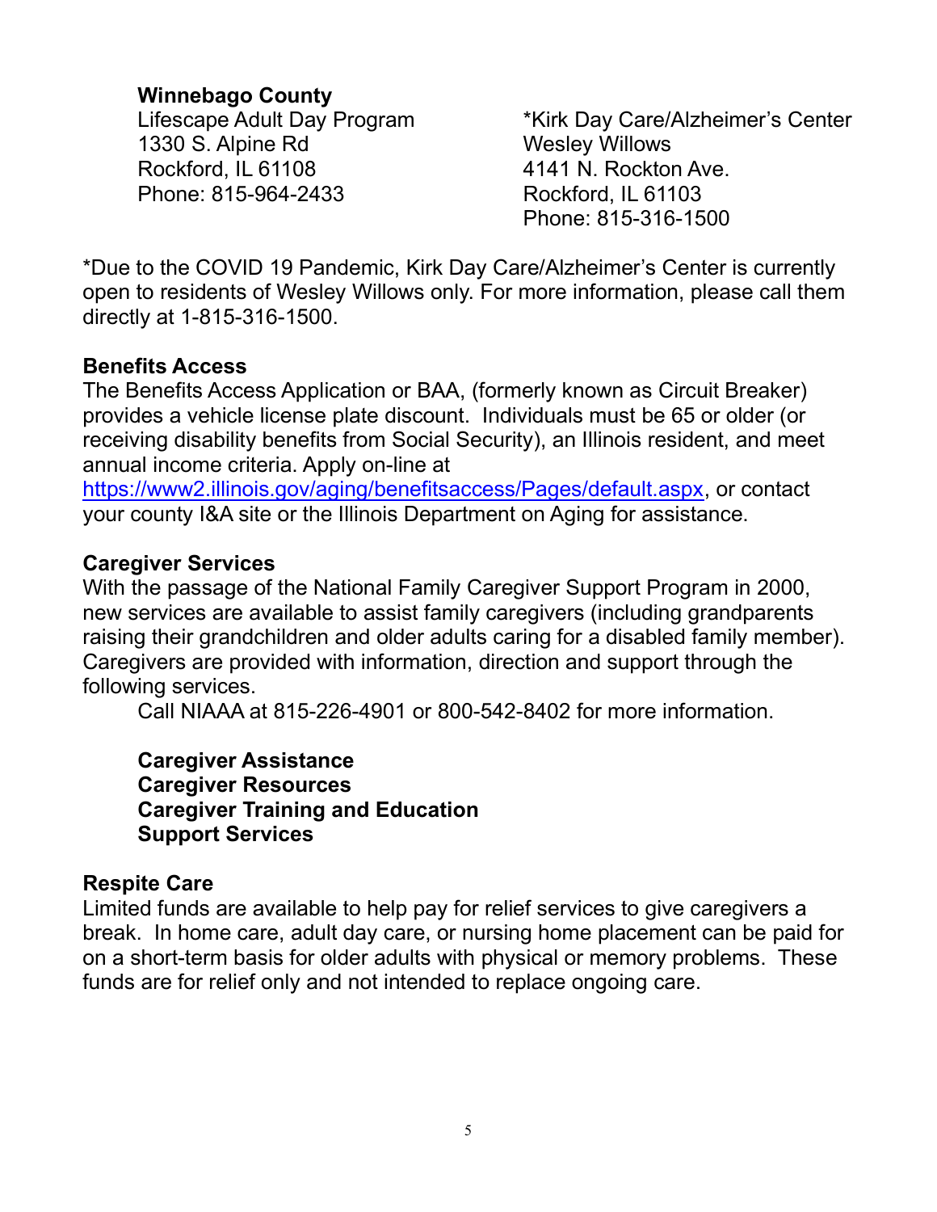**Winnebago County**

Lifescape Adult Day Program
1330 S. Alpine Rd
Rockford, IL 61108
Phone: 815-964-2433

*Kirk Day Care/Alzheimer's Center
Wesley Willows
4141 N. Rockton Ave.
Rockford, IL 61103
Phone: 815-316-1500

*Due to the COVID 19 Pandemic, Kirk Day Care/Alzheimer's Center is currently open to residents of Wesley Willows only. For more information, please call them directly at 1-815-316-1500.

### Benefits Access

The Benefits Access Application or BAA, (formerly known as Circuit Breaker) provides a vehicle license plate discount. Individuals must be 65 or older (or receiving disability benefits from Social Security), an Illinois resident, and meet annual income criteria. Apply on-line at https://www2.illinois.gov/aging/benefitsaccess/Pages/default.aspx, or contact your county I&A site or the Illinois Department on Aging for assistance.

### Caregiver Services

With the passage of the National Family Caregiver Support Program in 2000, new services are available to assist family caregivers (including grandparents raising their grandchildren and older adults caring for a disabled family member). Caregivers are provided with information, direction and support through the following services.

Call NIAAA at 815-226-4901 or 800-542-8402 for more information.

**Caregiver Assistance**
**Caregiver Resources**
**Caregiver Training and Education**
**Support Services**

### Respite Care

Limited funds are available to help pay for relief services to give caregivers a break. In home care, adult day care, or nursing home placement can be paid for on a short-term basis for older adults with physical or memory problems. These funds are for relief only and not intended to replace ongoing care.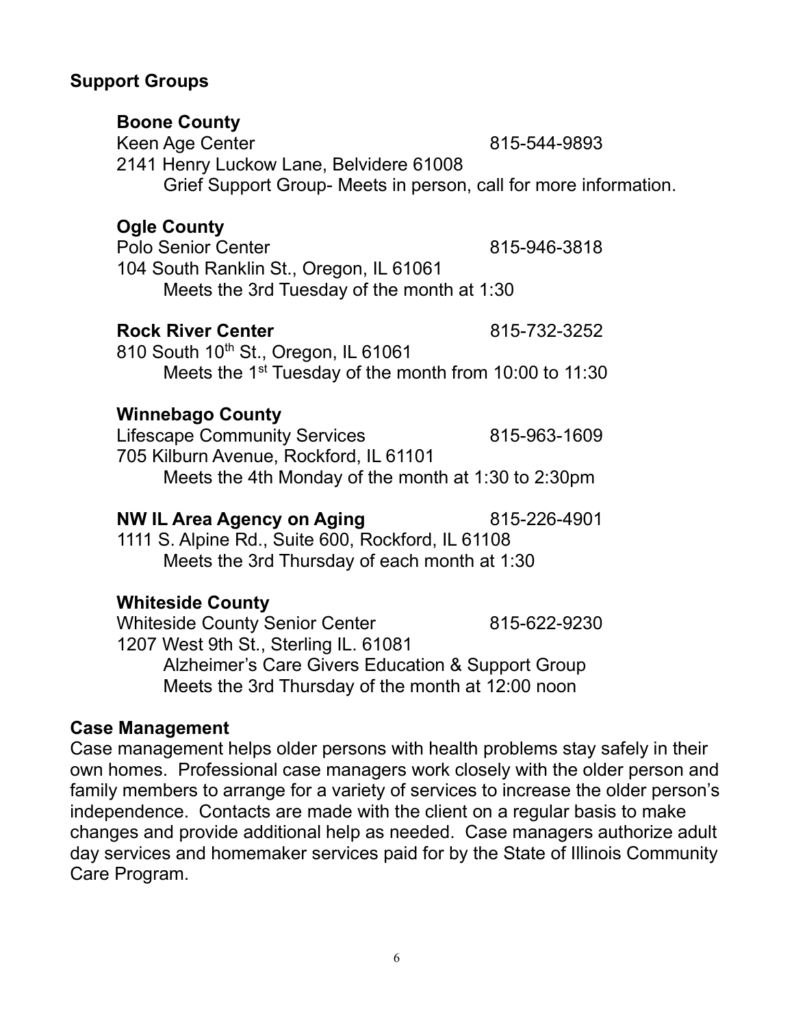## Support Groups

### Boone County

Keen Age Center 815-544-9893
2141 Henry Luckow Lane, Belvidere 61008
Grief Support Group- Meets in person, call for more information.

### Ogle County

Polo Senior Center 815-946-3818
104 South Ranklin St., Oregon, IL 61061
Meets the 3rd Tuesday of the month at 1:30

**Rock River Center** 815-732-3252
810 South 10th St., Oregon, IL 61061
Meets the 1st Tuesday of the month from 10:00 to 11:30

### Winnebago County

Lifescape Community Services 815-963-1609
705 Kilburn Avenue, Rockford, IL 61101
Meets the 4th Monday of the month at 1:30 to 2:30pm

**NW IL Area Agency on Aging** 815-226-4901
1111 S. Alpine Rd., Suite 600, Rockford, IL 61108
Meets the 3rd Thursday of each month at 1:30

### Whiteside County

Whiteside County Senior Center 815-622-9230
1207 West 9th St., Sterling IL. 61081
Alzheimer's Care Givers Education & Support Group
Meets the 3rd Thursday of the month at 12:00 noon

## Case Management

Case management helps older persons with health problems stay safely in their own homes. Professional case managers work closely with the older person and family members to arrange for a variety of services to increase the older person's independence. Contacts are made with the client on a regular basis to make changes and provide additional help as needed. Case managers authorize adult day services and homemaker services paid for by the State of Illinois Community Care Program.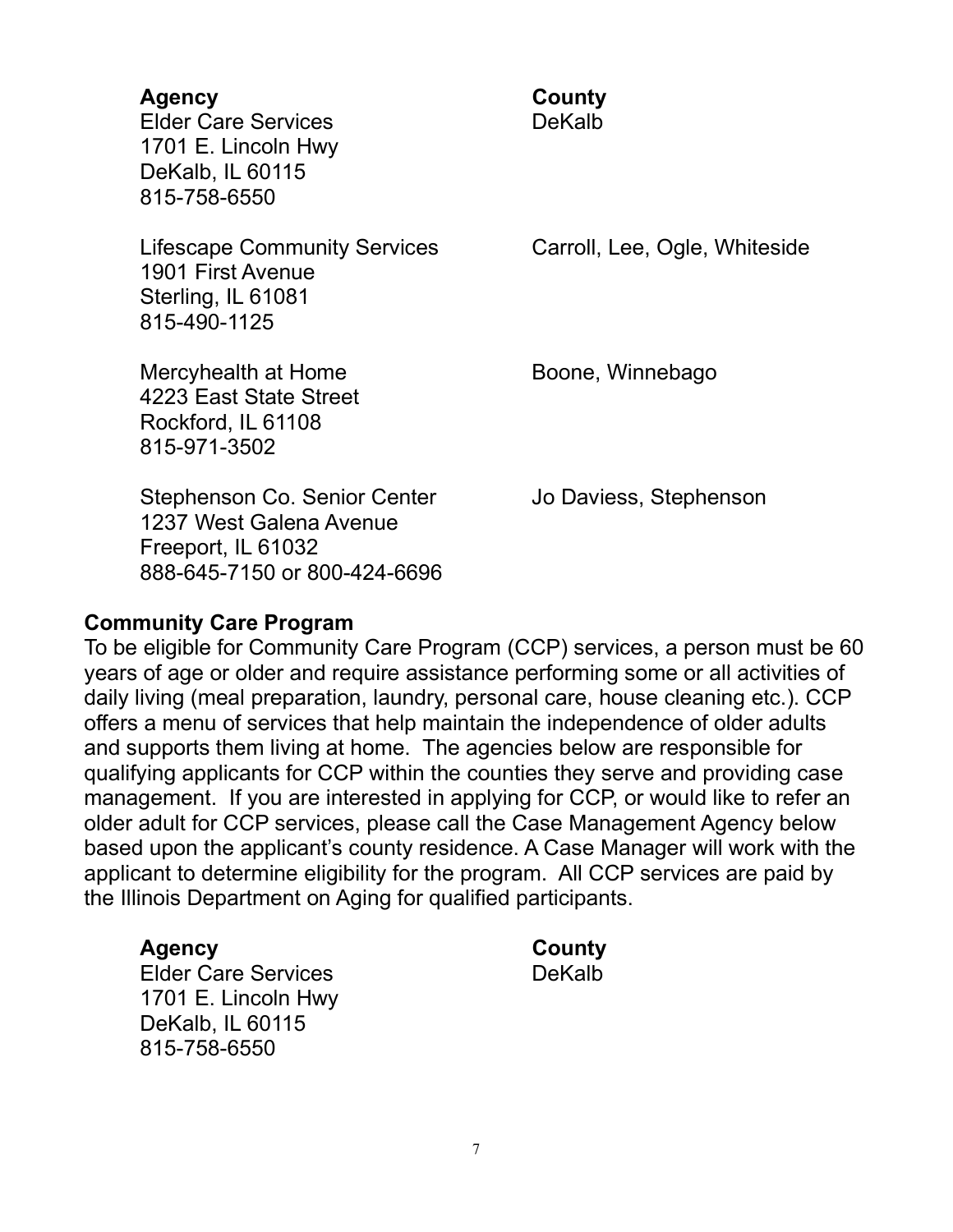| Agency | County |
|---|---|
| Elder Care Services<br>1701 E. Lincoln Hwy<br>DeKalb, IL 60115<br>815-758-6550 | DeKalb |
| Lifescape Community Services<br>1901 First Avenue<br>Sterling, IL 61081<br>815-490-1125 | Carroll, Lee, Ogle, Whiteside |
| Mercyhealth at Home<br>4223 East State Street<br>Rockford, IL 61108<br>815-971-3502 | Boone, Winnebago |
| Stephenson Co. Senior Center<br>1237 West Galena Avenue<br>Freeport, IL 61032<br>888-645-7150 or 800-424-6696 | Jo Daviess, Stephenson |

**Community Care Program**

To be eligible for Community Care Program (CCP) services, a person must be 60 years of age or older and require assistance performing some or all activities of daily living (meal preparation, laundry, personal care, house cleaning etc.). CCP offers a menu of services that help maintain the independence of older adults and supports them living at home. The agencies below are responsible for qualifying applicants for CCP within the counties they serve and providing case management. If you are interested in applying for CCP, or would like to refer an older adult for CCP services, please call the Case Management Agency below based upon the applicant's county residence. A Case Manager will work with the applicant to determine eligibility for the program. All CCP services are paid by the Illinois Department on Aging for qualified participants.

| Agency | County |
|---|---|
| Elder Care Services<br>1701 E. Lincoln Hwy<br>DeKalb, IL 60115<br>815-758-6550 | DeKalb |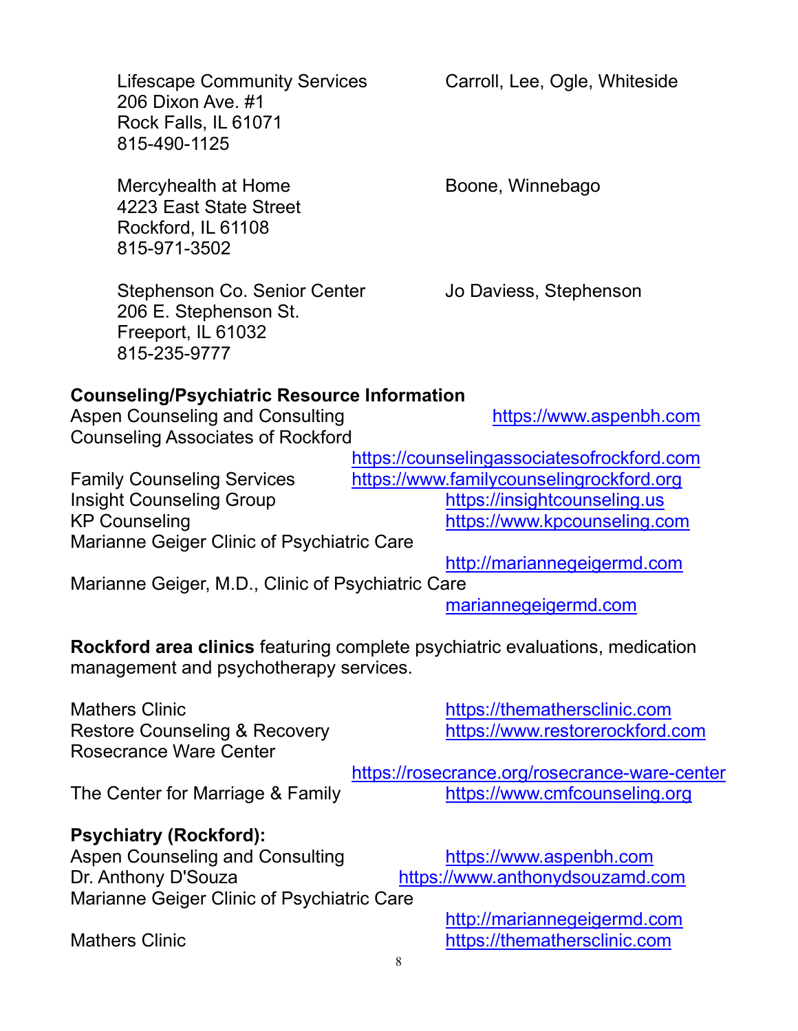Lifescape Community Services
206 Dixon Ave. #1
Rock Falls, IL 61071
815-490-1125

Carroll, Lee, Ogle, Whiteside

Mercyhealth at Home
4223 East State Street
Rockford, IL 61108
815-971-3502

Boone, Winnebago

Stephenson Co. Senior Center
206 E. Stephenson St.
Freeport, IL 61032
815-235-9777

Jo Daviess, Stephenson

**Counseling/Psychiatric Resource Information**

Aspen Counseling and Consulting https://www.aspenbh.com
Counseling Associates of Rockford https://counselingassociatesofrockford.com
Family Counseling Services https://www.familycounselingrockford.org
Insight Counseling Group https://insightcounseling.us
KP Counseling https://www.kpcounseling.com
Marianne Geiger Clinic of Psychiatric Care http://mariannegeigermd.com
Marianne Geiger, M.D., Clinic of Psychiatric Care mariannegeigermd.com

**Rockford area clinics** featuring complete psychiatric evaluations, medication management and psychotherapy services.

Mathers Clinic https://themathersclinic.com
Restore Counseling & Recovery https://www.restorerockford.com
Rosecrance Ware Center https://rosecrance.org/rosecrance-ware-center
The Center for Marriage & Family https://www.cmfcounseling.org

**Psychiatry (Rockford):**

Aspen Counseling and Consulting https://www.aspenbh.com
Dr. Anthony D'Souza https://www.anthonydsouzamd.com
Marianne Geiger Clinic of Psychiatric Care http://mariannegeigermd.com
Mathers Clinic https://themathersclinic.com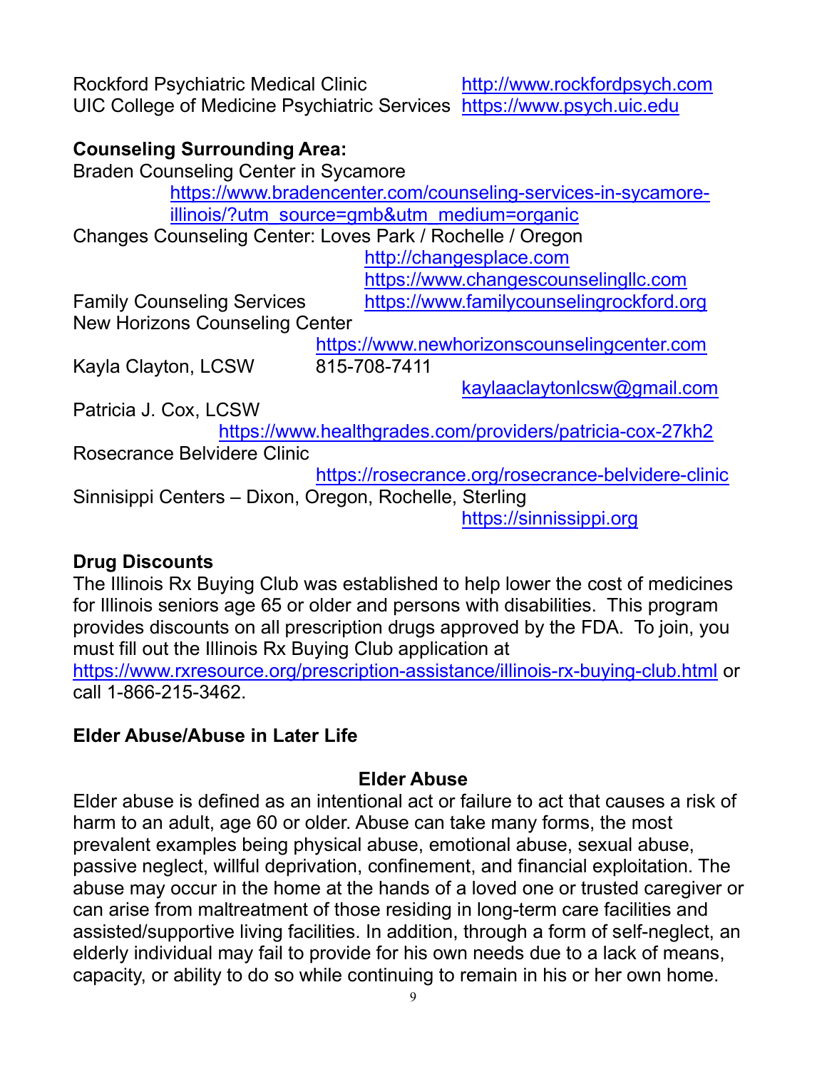Rockford Psychiatric Medical Clinic http://www.rockfordpsych.com
UIC College of Medicine Psychiatric Services https://www.psych.uic.edu

**Counseling Surrounding Area:**

Braden Counseling Center in Sycamore
https://www.bradencenter.com/counseling-services-in-sycamore-illinois/?utm_source=gmb&utm_medium=organic

Changes Counseling Center: Loves Park / Rochelle / Oregon
http://changesplace.com
https://www.changescounselingllc.com

Family Counseling Services https://www.familycounselingrockford.org

New Horizons Counseling Center
https://www.newhorizonscounselingcenter.com

Kayla Clayton, LCSW 815-708-7411
kaylaaclaytonlcsw@gmail.com

Patricia J. Cox, LCSW
https://www.healthgrades.com/providers/patricia-cox-27kh2

Rosecrance Belvidere Clinic
https://rosecrance.org/rosecrance-belvidere-clinic

Sinnisippi Centers – Dixon, Oregon, Rochelle, Sterling
https://sinnissippi.org

**Drug Discounts**

The Illinois Rx Buying Club was established to help lower the cost of medicines for Illinois seniors age 65 or older and persons with disabilities. This program provides discounts on all prescription drugs approved by the FDA. To join, you must fill out the Illinois Rx Buying Club application at https://www.rxresource.org/prescription-assistance/illinois-rx-buying-club.html or call 1-866-215-3462.

**Elder Abuse/Abuse in Later Life**

**Elder Abuse**

Elder abuse is defined as an intentional act or failure to act that causes a risk of harm to an adult, age 60 or older. Abuse can take many forms, the most prevalent examples being physical abuse, emotional abuse, sexual abuse, passive neglect, willful deprivation, confinement, and financial exploitation. The abuse may occur in the home at the hands of a loved one or trusted caregiver or can arise from maltreatment of those residing in long-term care facilities and assisted/supportive living facilities. In addition, through a form of self-neglect, an elderly individual may fail to provide for his own needs due to a lack of means, capacity, or ability to do so while continuing to remain in his or her own home.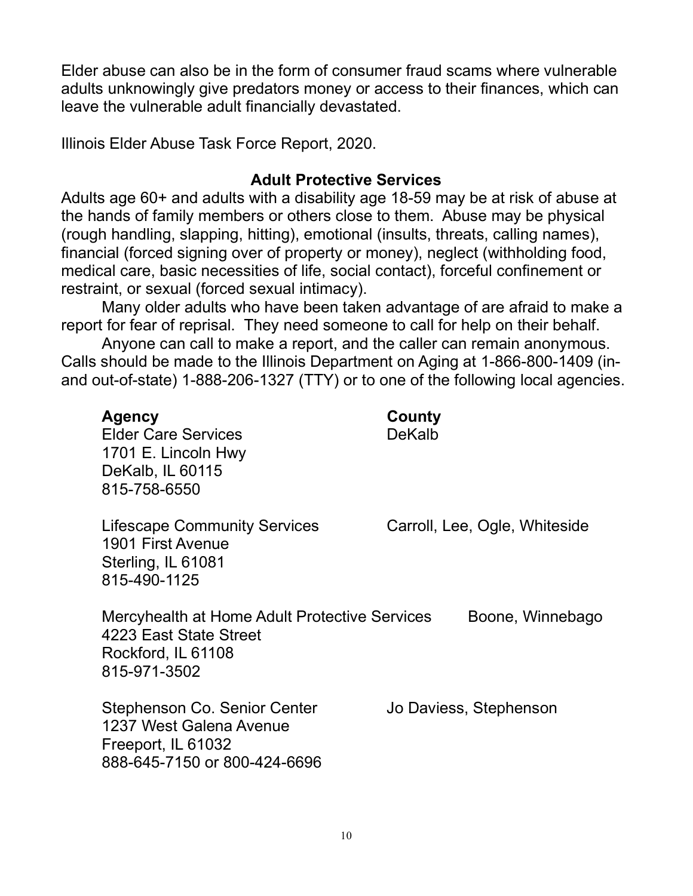Elder abuse can also be in the form of consumer fraud scams where vulnerable adults unknowingly give predators money or access to their finances, which can leave the vulnerable adult financially devastated.

Illinois Elder Abuse Task Force Report, 2020.

## Adult Protective Services

Adults age 60+ and adults with a disability age 18-59 may be at risk of abuse at the hands of family members or others close to them. Abuse may be physical (rough handling, slapping, hitting), emotional (insults, threats, calling names), financial (forced signing over of property or money), neglect (withholding food, medical care, basic necessities of life, social contact), forceful confinement or restraint, or sexual (forced sexual intimacy).

Many older adults who have been taken advantage of are afraid to make a report for fear of reprisal. They need someone to call for help on their behalf.

Anyone can call to make a report, and the caller can remain anonymous. Calls should be made to the Illinois Department on Aging at 1-866-800-1409 (in- and out-of-state) 1-888-206-1327 (TTY) or to one of the following local agencies.

| Agency | County |
|---|---|
| Elder Care Services<br>1701 E. Lincoln Hwy<br>DeKalb, IL 60115<br>815-758-6550 | DeKalb |
| Lifescape Community Services<br>1901 First Avenue<br>Sterling, IL 61081<br>815-490-1125 | Carroll, Lee, Ogle, Whiteside |
| Mercyhealth at Home Adult Protective Services<br>4223 East State Street<br>Rockford, IL 61108<br>815-971-3502 | Boone, Winnebago |
| Stephenson Co. Senior Center<br>1237 West Galena Avenue<br>Freeport, IL 61032<br>888-645-7150 or 800-424-6696 | Jo Daviess, Stephenson |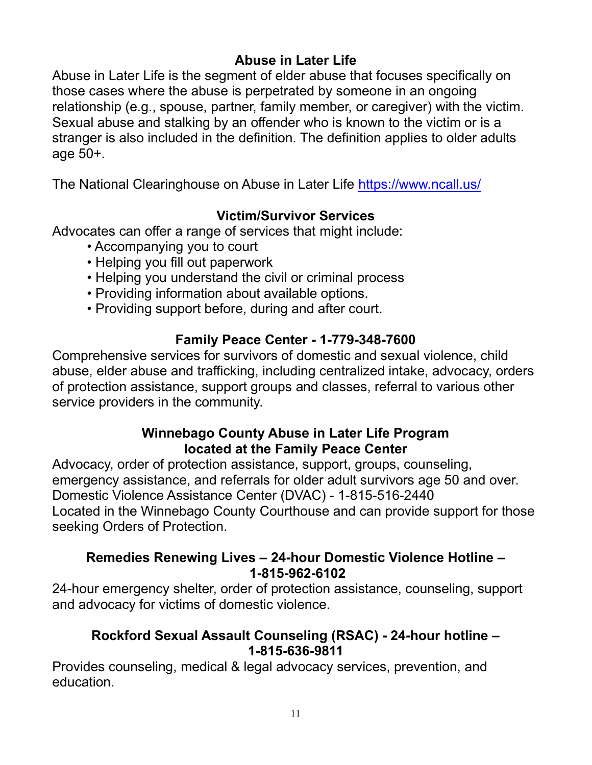## Abuse in Later Life

Abuse in Later Life is the segment of elder abuse that focuses specifically on those cases where the abuse is perpetrated by someone in an ongoing relationship (e.g., spouse, partner, family member, or caregiver) with the victim. Sexual abuse and stalking by an offender who is known to the victim or is a stranger is also included in the definition. The definition applies to older adults age 50+.

The National Clearinghouse on Abuse in Later Life https://www.ncall.us/

## Victim/Survivor Services

Advocates can offer a range of services that might include:

- Accompanying you to court
- Helping you fill out paperwork
- Helping you understand the civil or criminal process
- Providing information about available options.
- Providing support before, during and after court.

## Family Peace Center - 1-779-348-7600

Comprehensive services for survivors of domestic and sexual violence, child abuse, elder abuse and trafficking, including centralized intake, advocacy, orders of protection assistance, support groups and classes, referral to various other service providers in the community.

## Winnebago County Abuse in Later Life Program located at the Family Peace Center

Advocacy, order of protection assistance, support, groups, counseling, emergency assistance, and referrals for older adult survivors age 50 and over.
Domestic Violence Assistance Center (DVAC) - 1-815-516-2440
Located in the Winnebago County Courthouse and can provide support for those seeking Orders of Protection.

## Remedies Renewing Lives – 24-hour Domestic Violence Hotline – 1-815-962-6102

24-hour emergency shelter, order of protection assistance, counseling, support and advocacy for victims of domestic violence.

## Rockford Sexual Assault Counseling (RSAC) - 24-hour hotline – 1-815-636-9811

Provides counseling, medical & legal advocacy services, prevention, and education.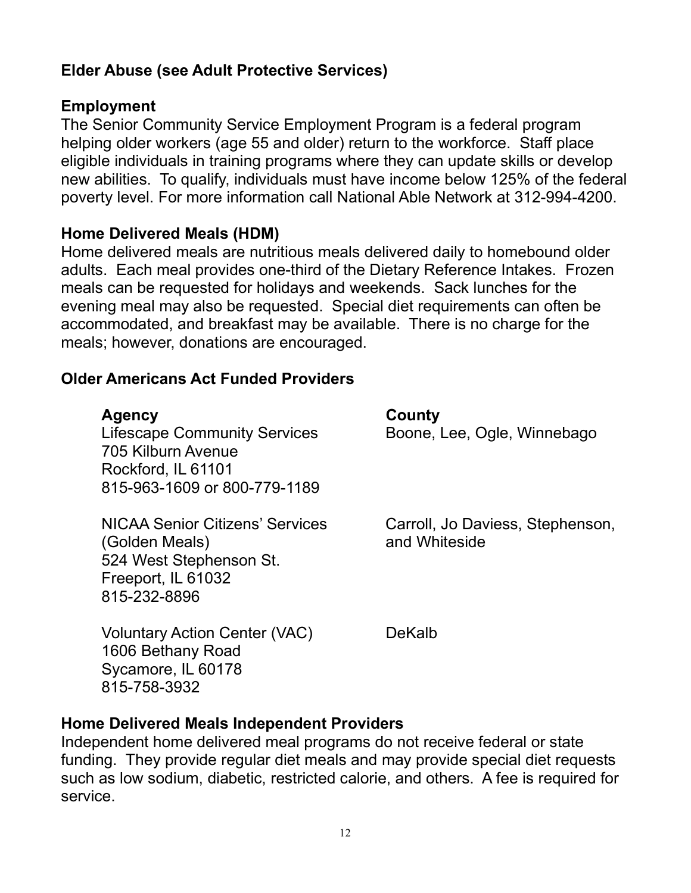## Elder Abuse (see Adult Protective Services)

## Employment

The Senior Community Service Employment Program is a federal program helping older workers (age 55 and older) return to the workforce. Staff place eligible individuals in training programs where they can update skills or develop new abilities. To qualify, individuals must have income below 125% of the federal poverty level. For more information call National Able Network at 312-994-4200.

## Home Delivered Meals (HDM)

Home delivered meals are nutritious meals delivered daily to homebound older adults. Each meal provides one-third of the Dietary Reference Intakes. Frozen meals can be requested for holidays and weekends. Sack lunches for the evening meal may also be requested. Special diet requirements can often be accommodated, and breakfast may be available. There is no charge for the meals; however, donations are encouraged.

## Older Americans Act Funded Providers

| Agency | County |
|---|---|
| Lifescape Community Services<br>705 Kilburn Avenue<br>Rockford, IL 61101<br>815-963-1609 or 800-779-1189 | Boone, Lee, Ogle, Winnebago |
| NICAA Senior Citizens' Services<br>(Golden Meals)<br>524 West Stephenson St.<br>Freeport, IL 61032<br>815-232-8896 | Carroll, Jo Daviess, Stephenson, and Whiteside |
| Voluntary Action Center (VAC)<br>1606 Bethany Road<br>Sycamore, IL 60178<br>815-758-3932 | DeKalb |

## Home Delivered Meals Independent Providers

Independent home delivered meal programs do not receive federal or state funding. They provide regular diet meals and may provide special diet requests such as low sodium, diabetic, restricted calorie, and others. A fee is required for service.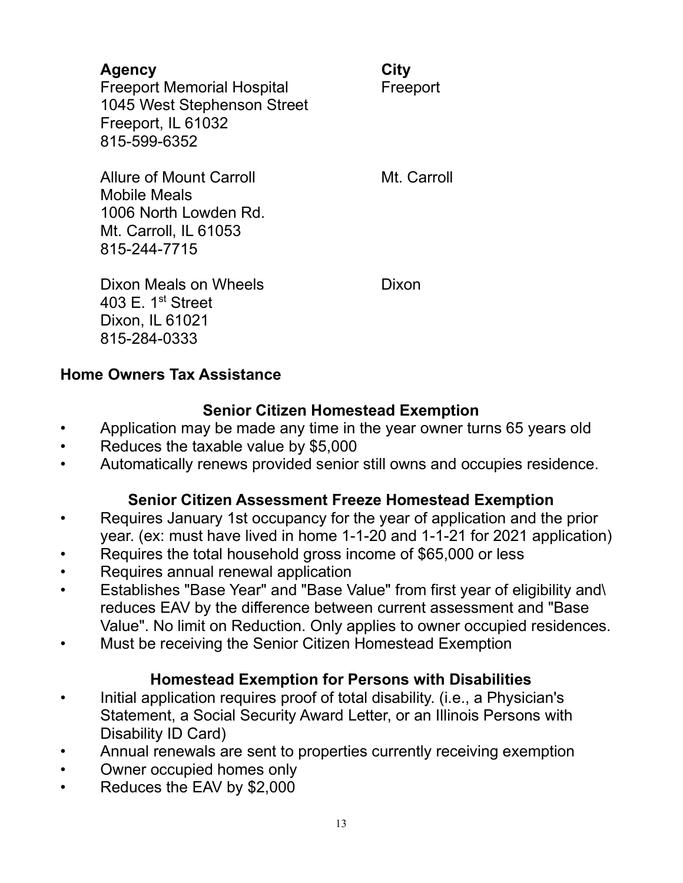| **Agency** | **City** |
|---|---|
| Freeport Memorial Hospital<br>1045 West Stephenson Street<br>Freeport, IL 61032<br>815-599-6352 | Freeport |
| Allure of Mount Carroll<br>Mobile Meals<br>1006 North Lowden Rd.<br>Mt. Carroll, IL 61053<br>815-244-7715 | Mt. Carroll |
| Dixon Meals on Wheels<br>403 E. 1st Street<br>Dixon, IL 61021<br>815-284-0333 | Dixon |

## Home Owners Tax Assistance

### Senior Citizen Homestead Exemption

- Application may be made any time in the year owner turns 65 years old
- Reduces the taxable value by $5,000
- Automatically renews provided senior still owns and occupies residence.

### Senior Citizen Assessment Freeze Homestead Exemption

- Requires January 1st occupancy for the year of application and the prior year. (ex: must have lived in home 1-1-20 and 1-1-21 for 2021 application)
- Requires the total household gross income of $65,000 or less
- Requires annual renewal application
- Establishes "Base Year" and "Base Value" from first year of eligibility and\ reduces EAV by the difference between current assessment and "Base Value". No limit on Reduction. Only applies to owner occupied residences.
- Must be receiving the Senior Citizen Homestead Exemption

### Homestead Exemption for Persons with Disabilities

- Initial application requires proof of total disability. (i.e., a Physician's Statement, a Social Security Award Letter, or an Illinois Persons with Disability ID Card)
- Annual renewals are sent to properties currently receiving exemption
- Owner occupied homes only
- Reduces the EAV by $2,000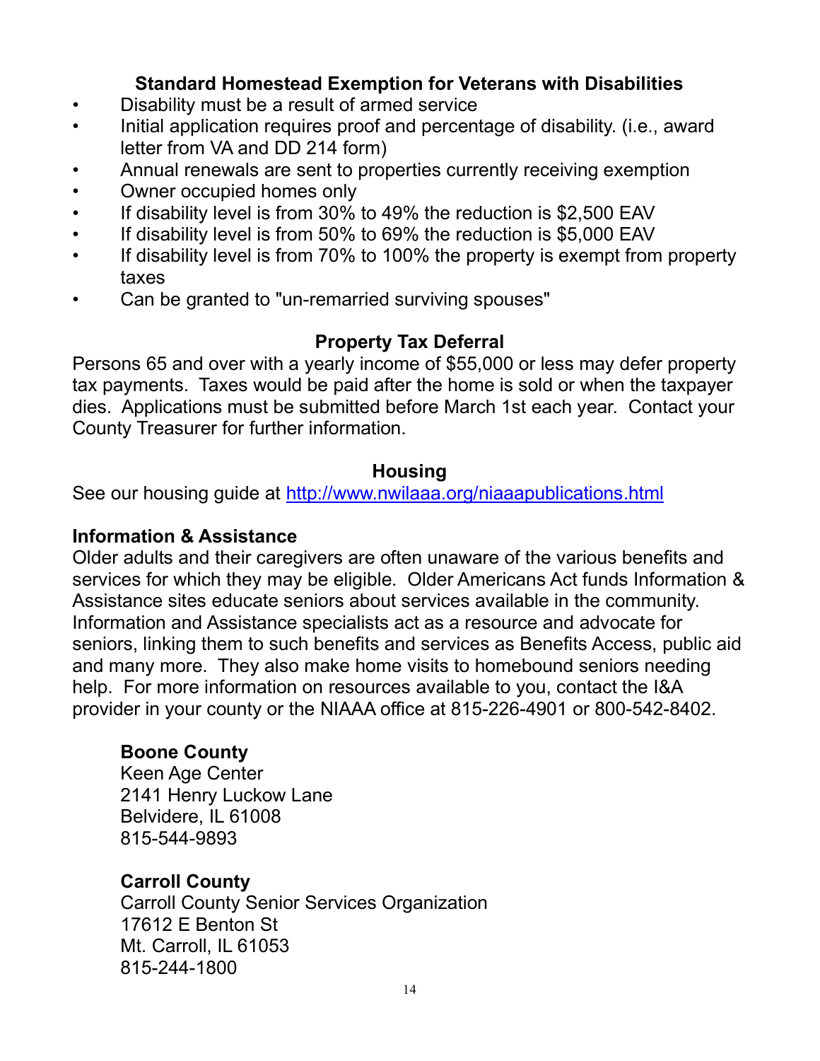## Standard Homestead Exemption for Veterans with Disabilities

- Disability must be a result of armed service
- Initial application requires proof and percentage of disability. (i.e., award letter from VA and DD 214 form)
- Annual renewals are sent to properties currently receiving exemption
- Owner occupied homes only
- If disability level is from 30% to 49% the reduction is $2,500 EAV
- If disability level is from 50% to 69% the reduction is $5,000 EAV
- If disability level is from 70% to 100% the property is exempt from property taxes
- Can be granted to "un-remarried surviving spouses"

## Property Tax Deferral

Persons 65 and over with a yearly income of $55,000 or less may defer property tax payments. Taxes would be paid after the home is sold or when the taxpayer dies. Applications must be submitted before March 1st each year. Contact your County Treasurer for further information.

## Housing

See our housing guide at [http://www.nwilaaa.org/niaaapublications.html](http://www.nwilaaa.org/niaaapublications.html)

### Information & Assistance

Older adults and their caregivers are often unaware of the various benefits and services for which they may be eligible. Older Americans Act funds Information & Assistance sites educate seniors about services available in the community. Information and Assistance specialists act as a resource and advocate for seniors, linking them to such benefits and services as Benefits Access, public aid and many more. They also make home visits to homebound seniors needing help. For more information on resources available to you, contact the I&A provider in your county or the NIAAA office at 815-226-4901 or 800-542-8402.

**Boone County**
Keen Age Center
2141 Henry Luckow Lane
Belvidere, IL 61008
815-544-9893

**Carroll County**
Carroll County Senior Services Organization
17612 E Benton St
Mt. Carroll, IL 61053
815-244-1800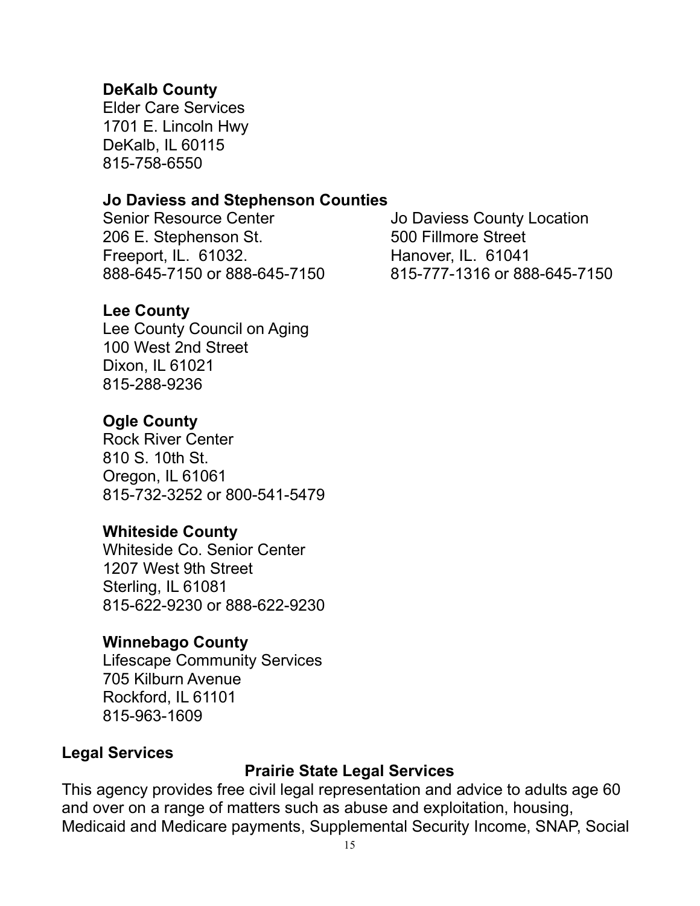**DeKalb County**
Elder Care Services
1701 E. Lincoln Hwy
DeKalb, IL 60115
815-758-6550

**Jo Daviess and Stephenson Counties**

Senior Resource Center
206 E. Stephenson St.
Freeport, IL. 61032.
888-645-7150 or 888-645-7150

Jo Daviess County Location
500 Fillmore Street
Hanover, IL. 61041
815-777-1316 or 888-645-7150

**Lee County**
Lee County Council on Aging
100 West 2nd Street
Dixon, IL 61021
815-288-9236

**Ogle County**
Rock River Center
810 S. 10th St.
Oregon, IL 61061
815-732-3252 or 800-541-5479

**Whiteside County**
Whiteside Co. Senior Center
1207 West 9th Street
Sterling, IL 61081
815-622-9230 or 888-622-9230

**Winnebago County**
Lifescape Community Services
705 Kilburn Avenue
Rockford, IL 61101
815-963-1609

**Legal Services**

**Prairie State Legal Services**

This agency provides free civil legal representation and advice to adults age 60 and over on a range of matters such as abuse and exploitation, housing, Medicaid and Medicare payments, Supplemental Security Income, SNAP, Social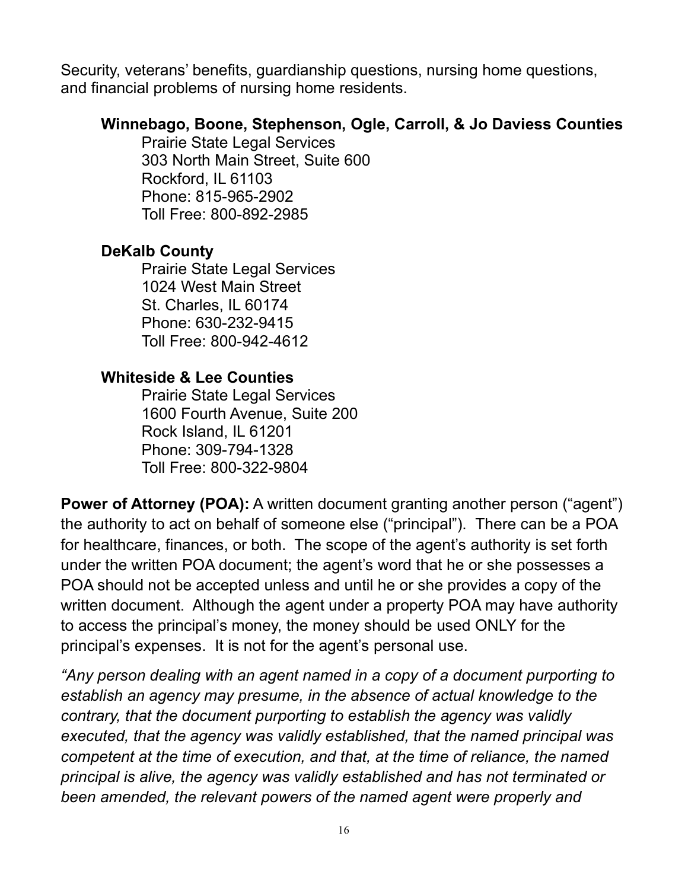Security, veterans' benefits, guardianship questions, nursing home questions, and financial problems of nursing home residents.

**Winnebago, Boone, Stephenson, Ogle, Carroll, & Jo Daviess Counties**

Prairie State Legal Services
303 North Main Street, Suite 600
Rockford, IL 61103
Phone: 815-965-2902
Toll Free: 800-892-2985

**DeKalb County**

Prairie State Legal Services
1024 West Main Street
St. Charles, IL 60174
Phone: 630-232-9415
Toll Free: 800-942-4612

**Whiteside & Lee Counties**

Prairie State Legal Services
1600 Fourth Avenue, Suite 200
Rock Island, IL 61201
Phone: 309-794-1328
Toll Free: 800-322-9804

**Power of Attorney (POA):** A written document granting another person ("agent") the authority to act on behalf of someone else ("principal"). There can be a POA for healthcare, finances, or both. The scope of the agent's authority is set forth under the written POA document; the agent's word that he or she possesses a POA should not be accepted unless and until he or she provides a copy of the written document. Although the agent under a property POA may have authority to access the principal's money, the money should be used ONLY for the principal's expenses. It is not for the agent's personal use.

*"Any person dealing with an agent named in a copy of a document purporting to establish an agency may presume, in the absence of actual knowledge to the contrary, that the document purporting to establish the agency was validly executed, that the agency was validly established, that the named principal was competent at the time of execution, and that, at the time of reliance, the named principal is alive, the agency was validly established and has not terminated or been amended, the relevant powers of the named agent were properly and*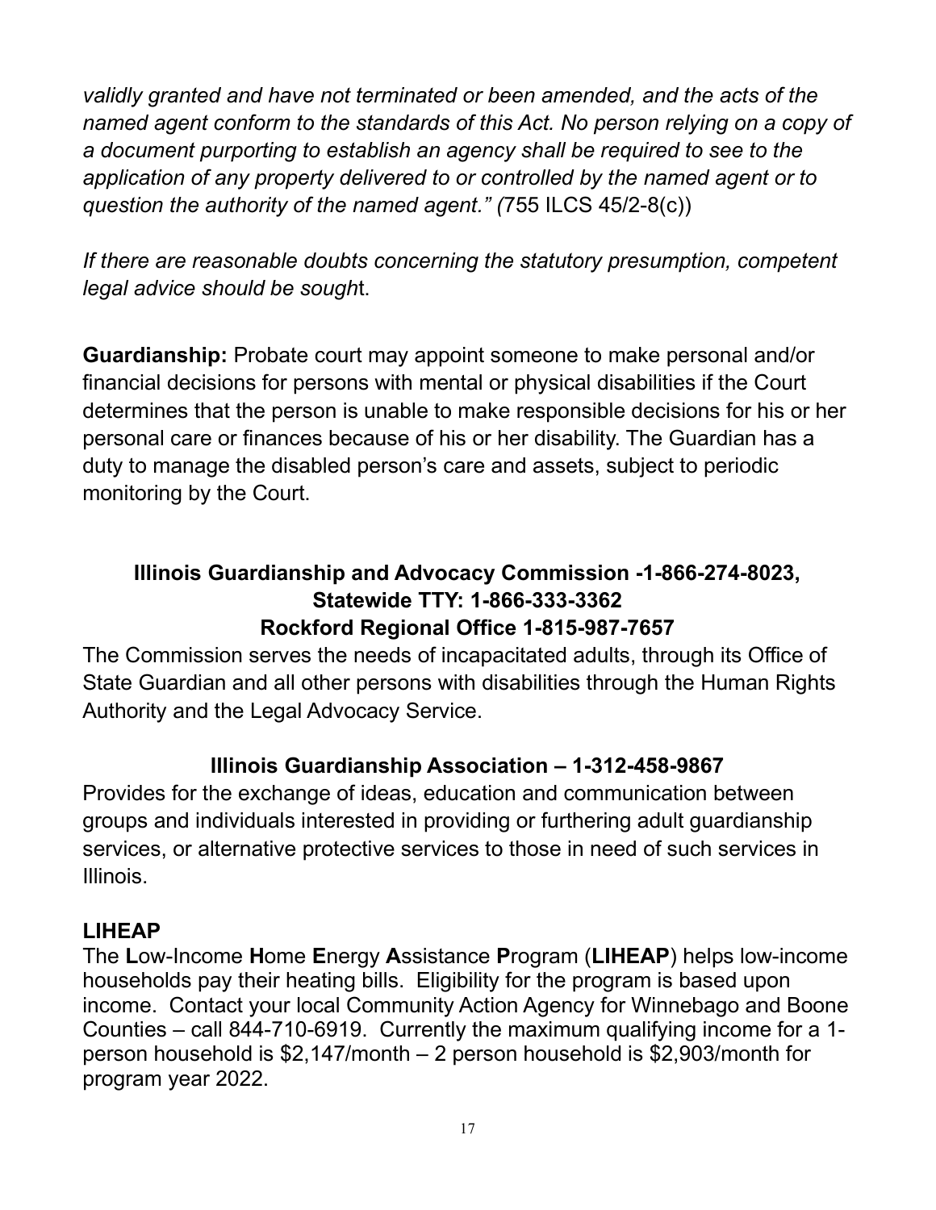*validly granted and have not terminated or been amended, and the acts of the named agent conform to the standards of this Act. No person relying on a copy of a document purporting to establish an agency shall be required to see to the application of any property delivered to or controlled by the named agent or to question the authority of the named agent." (*755 ILCS 45/2-8(c))

*If there are reasonable doubts concerning the statutory presumption, competent legal advice should be sough*t.

**Guardianship:** Probate court may appoint someone to make personal and/or financial decisions for persons with mental or physical disabilities if the Court determines that the person is unable to make responsible decisions for his or her personal care or finances because of his or her disability. The Guardian has a duty to manage the disabled person's care and assets, subject to periodic monitoring by the Court.

**Illinois Guardianship and Advocacy Commission -1-866-274-8023, Statewide TTY: 1-866-333-3362**
**Rockford Regional Office 1-815-987-7657**

The Commission serves the needs of incapacitated adults, through its Office of State Guardian and all other persons with disabilities through the Human Rights Authority and the Legal Advocacy Service.

**Illinois Guardianship Association – 1-312-458-9867**

Provides for the exchange of ideas, education and communication between groups and individuals interested in providing or furthering adult guardianship services, or alternative protective services to those in need of such services in Illinois.

**LIHEAP**

The **L**ow-Income **H**ome **E**nergy **A**ssistance **P**rogram (**LIHEAP**) helps low-income households pay their heating bills. Eligibility for the program is based upon income. Contact your local Community Action Agency for Winnebago and Boone Counties – call 844-710-6919. Currently the maximum qualifying income for a 1-person household is $2,147/month – 2 person household is $2,903/month for program year 2022.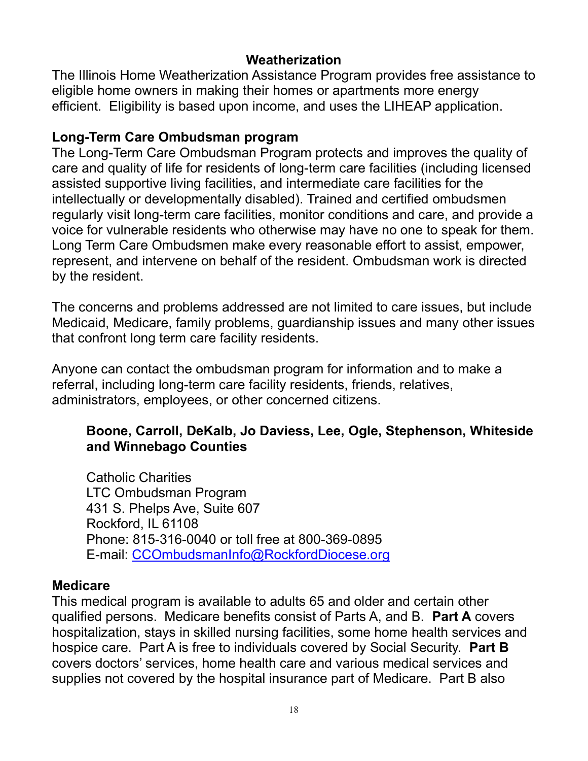## Weatherization

The Illinois Home Weatherization Assistance Program provides free assistance to eligible home owners in making their homes or apartments more energy efficient. Eligibility is based upon income, and uses the LIHEAP application.

## Long-Term Care Ombudsman program

The Long-Term Care Ombudsman Program protects and improves the quality of care and quality of life for residents of long-term care facilities (including licensed assisted supportive living facilities, and intermediate care facilities for the intellectually or developmentally disabled). Trained and certified ombudsmen regularly visit long-term care facilities, monitor conditions and care, and provide a voice for vulnerable residents who otherwise may have no one to speak for them. Long Term Care Ombudsmen make every reasonable effort to assist, empower, represent, and intervene on behalf of the resident. Ombudsman work is directed by the resident.

The concerns and problems addressed are not limited to care issues, but include Medicaid, Medicare, family problems, guardianship issues and many other issues that confront long term care facility residents.

Anyone can contact the ombudsman program for information and to make a referral, including long-term care facility residents, friends, relatives, administrators, employees, or other concerned citizens.

**Boone, Carroll, DeKalb, Jo Daviess, Lee, Ogle, Stephenson, Whiteside and Winnebago Counties**

Catholic Charities
LTC Ombudsman Program
431 S. Phelps Ave, Suite 607
Rockford, IL 61108
Phone: 815-316-0040 or toll free at 800-369-0895
E-mail: CCOmbudsmanInfo@RockfordDiocese.org

## Medicare

This medical program is available to adults 65 and older and certain other qualified persons. Medicare benefits consist of Parts A, and B. **Part A** covers hospitalization, stays in skilled nursing facilities, some home health services and hospice care. Part A is free to individuals covered by Social Security. **Part B** covers doctors' services, home health care and various medical services and supplies not covered by the hospital insurance part of Medicare. Part B also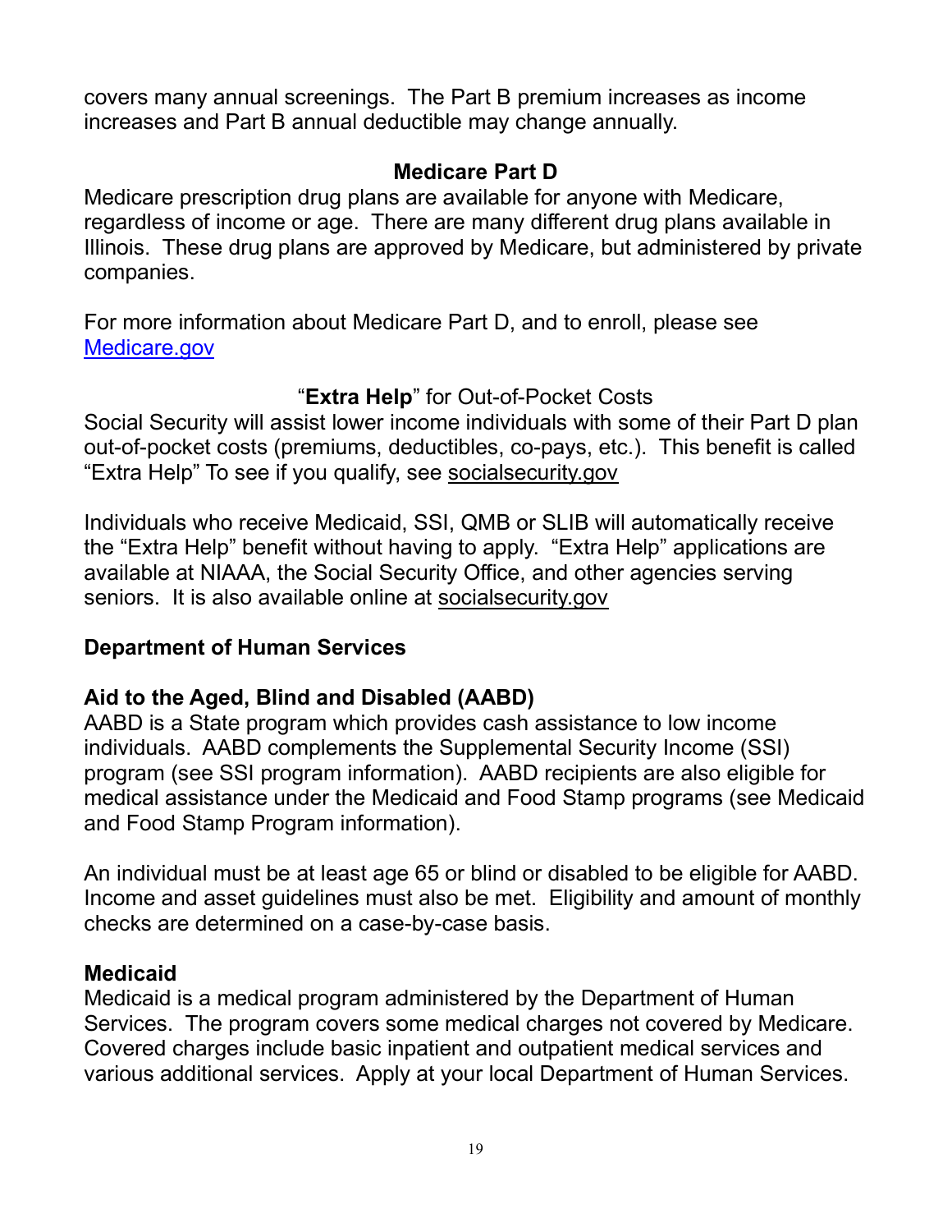covers many annual screenings. The Part B premium increases as income increases and Part B annual deductible may change annually.

## Medicare Part D

Medicare prescription drug plans are available for anyone with Medicare, regardless of income or age. There are many different drug plans available in Illinois. These drug plans are approved by Medicare, but administered by private companies.

For more information about Medicare Part D, and to enroll, please see [Medicare.gov](Medicare.gov)

### "**Extra Help**" for Out-of-Pocket Costs

Social Security will assist lower income individuals with some of their Part D plan out-of-pocket costs (premiums, deductibles, co-pays, etc.). This benefit is called "Extra Help" To see if you qualify, see socialsecurity.gov

Individuals who receive Medicaid, SSI, QMB or SLIB will automatically receive the "Extra Help" benefit without having to apply. "Extra Help" applications are available at NIAAA, the Social Security Office, and other agencies serving seniors. It is also available online at socialsecurity.gov

## Department of Human Services

### Aid to the Aged, Blind and Disabled (AABD)

AABD is a State program which provides cash assistance to low income individuals. AABD complements the Supplemental Security Income (SSI) program (see SSI program information). AABD recipients are also eligible for medical assistance under the Medicaid and Food Stamp programs (see Medicaid and Food Stamp Program information).

An individual must be at least age 65 or blind or disabled to be eligible for AABD. Income and asset guidelines must also be met. Eligibility and amount of monthly checks are determined on a case-by-case basis.

### Medicaid

Medicaid is a medical program administered by the Department of Human Services. The program covers some medical charges not covered by Medicare. Covered charges include basic inpatient and outpatient medical services and various additional services. Apply at your local Department of Human Services.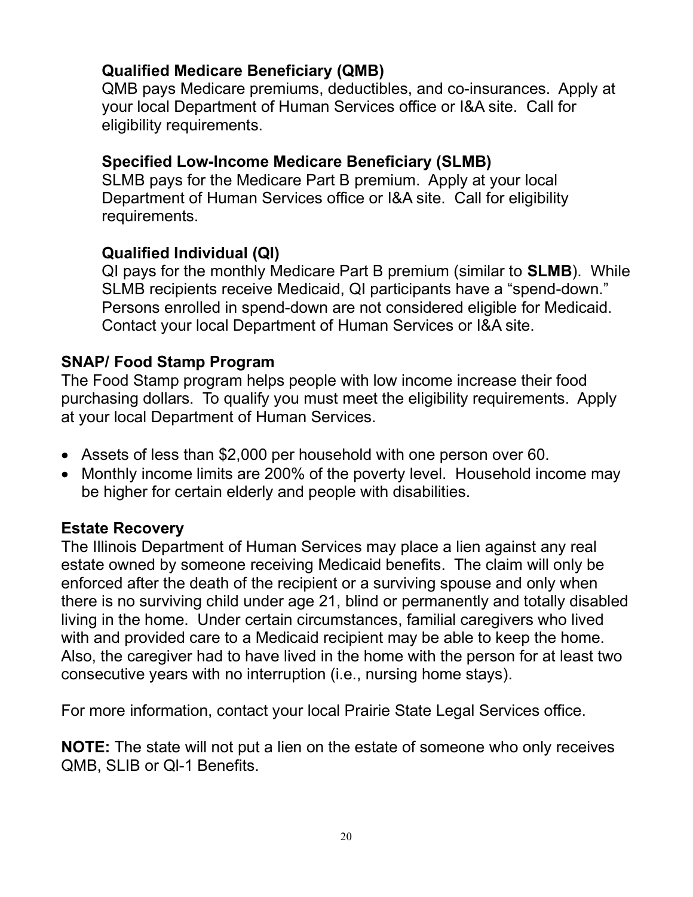### Qualified Medicare Beneficiary (QMB)

QMB pays Medicare premiums, deductibles, and co-insurances. Apply at your local Department of Human Services office or I&A site. Call for eligibility requirements.

### Specified Low-Income Medicare Beneficiary (SLMB)

SLMB pays for the Medicare Part B premium. Apply at your local Department of Human Services office or I&A site. Call for eligibility requirements.

### Qualified Individual (QI)

QI pays for the monthly Medicare Part B premium (similar to **SLMB**). While SLMB recipients receive Medicaid, QI participants have a “spend-down.” Persons enrolled in spend-down are not considered eligible for Medicaid. Contact your local Department of Human Services or I&A site.

## SNAP/ Food Stamp Program

The Food Stamp program helps people with low income increase their food purchasing dollars. To qualify you must meet the eligibility requirements. Apply at your local Department of Human Services.

- Assets of less than $2,000 per household with one person over 60.
- Monthly income limits are 200% of the poverty level. Household income may be higher for certain elderly and people with disabilities.

## Estate Recovery

The Illinois Department of Human Services may place a lien against any real estate owned by someone receiving Medicaid benefits. The claim will only be enforced after the death of the recipient or a surviving spouse and only when there is no surviving child under age 21, blind or permanently and totally disabled living in the home. Under certain circumstances, familial caregivers who lived with and provided care to a Medicaid recipient may be able to keep the home. Also, the caregiver had to have lived in the home with the person for at least two consecutive years with no interruption (i.e., nursing home stays).

For more information, contact your local Prairie State Legal Services office.

**NOTE:** The state will not put a lien on the estate of someone who only receives QMB, SLIB or QI-1 Benefits.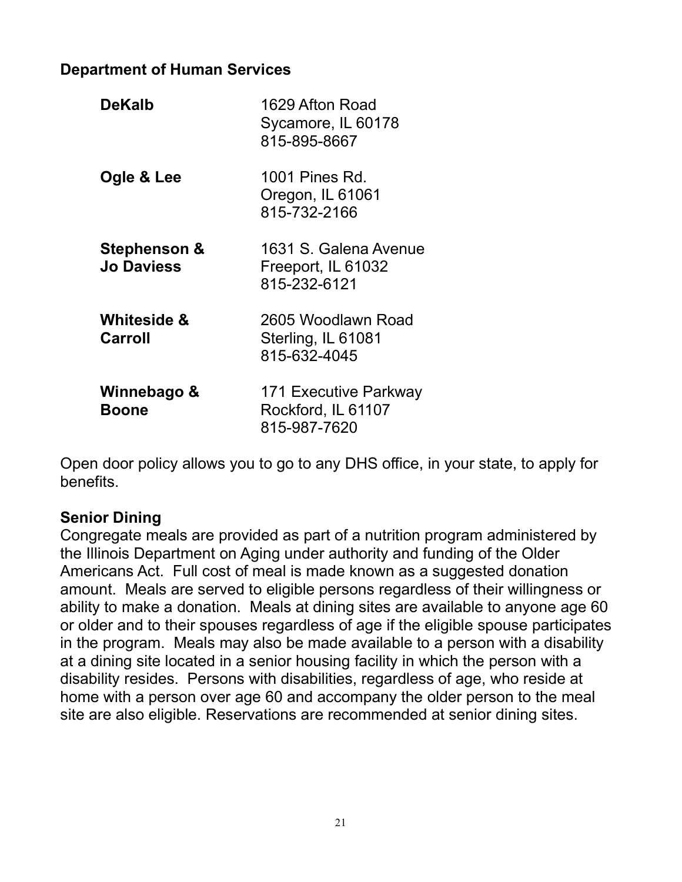**Department of Human Services**

| | |
|---|---|
| **DeKalb** | 1629 Afton Road<br>Sycamore, IL 60178<br>815-895-8667 |
| **Ogle & Lee** | 1001 Pines Rd.<br>Oregon, IL 61061<br>815-732-2166 |
| **Stephenson & Jo Daviess** | 1631 S. Galena Avenue<br>Freeport, IL 61032<br>815-232-6121 |
| **Whiteside & Carroll** | 2605 Woodlawn Road<br>Sterling, IL 61081<br>815-632-4045 |
| **Winnebago & Boone** | 171 Executive Parkway<br>Rockford, IL 61107<br>815-987-7620 |

Open door policy allows you to go to any DHS office, in your state, to apply for benefits.

**Senior Dining**

Congregate meals are provided as part of a nutrition program administered by the Illinois Department on Aging under authority and funding of the Older Americans Act. Full cost of meal is made known as a suggested donation amount. Meals are served to eligible persons regardless of their willingness or ability to make a donation. Meals at dining sites are available to anyone age 60 or older and to their spouses regardless of age if the eligible spouse participates in the program. Meals may also be made available to a person with a disability at a dining site located in a senior housing facility in which the person with a disability resides. Persons with disabilities, regardless of age, who reside at home with a person over age 60 and accompany the older person to the meal site are also eligible. Reservations are recommended at senior dining sites.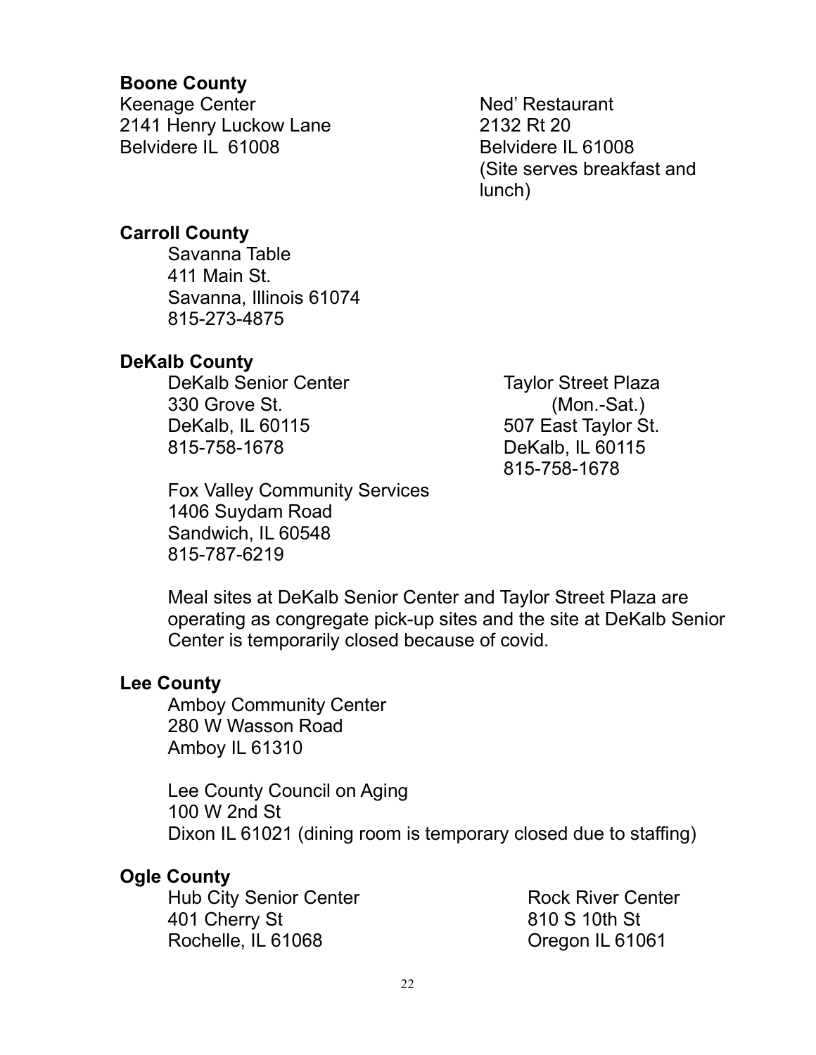**Boone County**

Keenage Center
2141 Henry Luckow Lane
Belvidere IL 61008

Ned' Restaurant
2132 Rt 20
Belvidere IL 61008
(Site serves breakfast and lunch)

**Carroll County**

Savanna Table
411 Main St.
Savanna, Illinois 61074
815-273-4875

**DeKalb County**

DeKalb Senior Center
330 Grove St.
DeKalb, IL 60115
815-758-1678

Taylor Street Plaza
(Mon.-Sat.)
507 East Taylor St.
DeKalb, IL 60115
815-758-1678

Fox Valley Community Services
1406 Suydam Road
Sandwich, IL 60548
815-787-6219

Meal sites at DeKalb Senior Center and Taylor Street Plaza are operating as congregate pick-up sites and the site at DeKalb Senior Center is temporarily closed because of covid.

**Lee County**

Amboy Community Center
280 W Wasson Road
Amboy IL 61310

Lee County Council on Aging
100 W 2nd St
Dixon IL 61021 (dining room is temporary closed due to staffing)

**Ogle County**

Hub City Senior Center
401 Cherry St
Rochelle, IL 61068

Rock River Center
810 S 10th St
Oregon IL 61061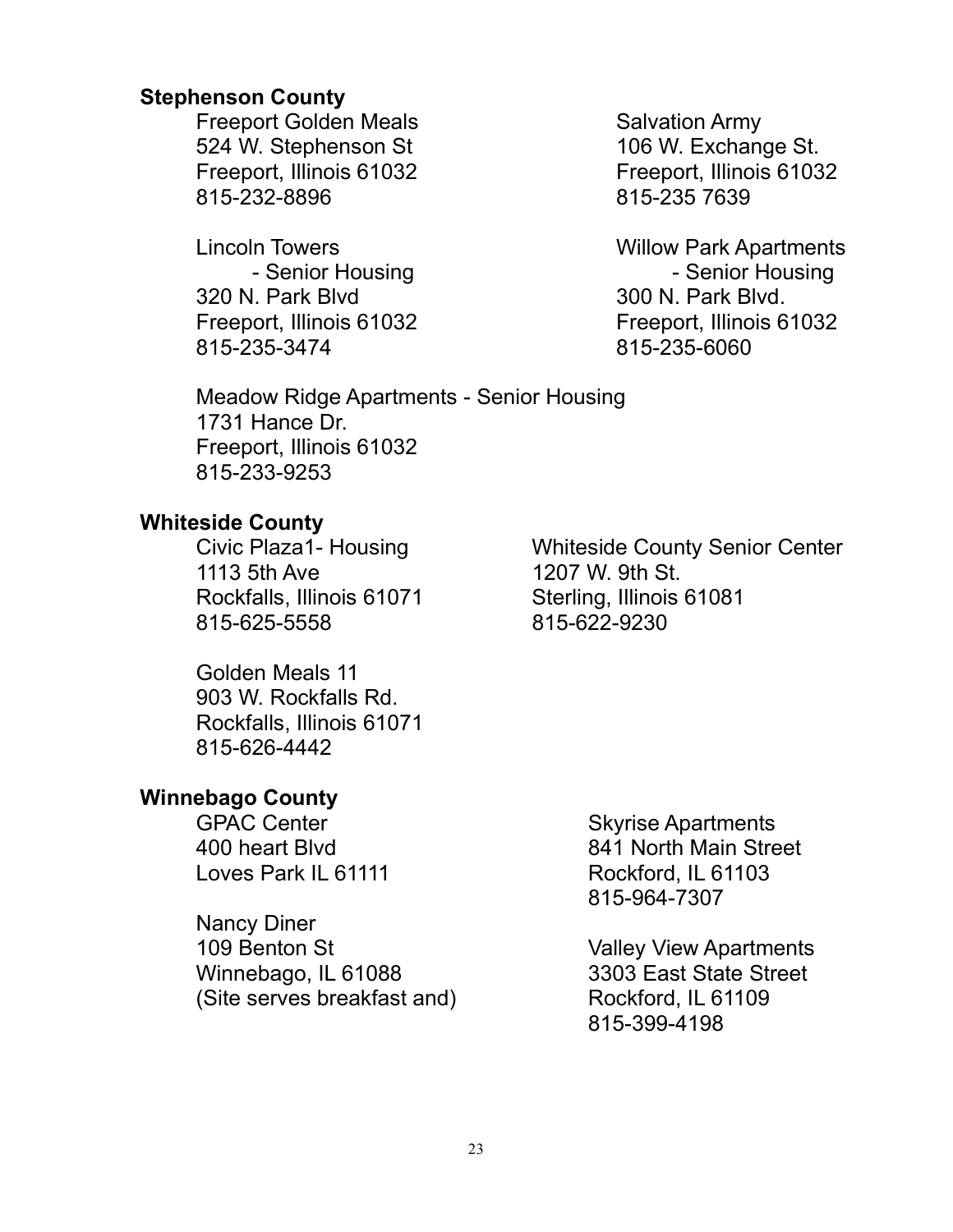**Stephenson County**

Freeport Golden Meals
524 W. Stephenson St
Freeport, Illinois 61032
815-232-8896

Salvation Army
106 W. Exchange St.
Freeport, Illinois 61032
815-235 7639

Lincoln Towers
- Senior Housing
320 N. Park Blvd
Freeport, Illinois 61032
815-235-3474

Willow Park Apartments
- Senior Housing
300 N. Park Blvd.
Freeport, Illinois 61032
815-235-6060

Meadow Ridge Apartments - Senior Housing
1731 Hance Dr.
Freeport, Illinois 61032
815-233-9253

**Whiteside County**

Civic Plaza1- Housing
1113 5th Ave
Rockfalls, Illinois 61071
815-625-5558

Whiteside County Senior Center
1207 W. 9th St.
Sterling, Illinois 61081
815-622-9230

Golden Meals 11
903 W. Rockfalls Rd.
Rockfalls, Illinois 61071
815-626-4442

**Winnebago County**

GPAC Center
400 heart Blvd
Loves Park IL 61111

Skyrise Apartments
841 North Main Street
Rockford, IL 61103
815-964-7307

Nancy Diner
109 Benton St
Winnebago, IL 61088
(Site serves breakfast and)

Valley View Apartments
3303 East State Street
Rockford, IL 61109
815-399-4198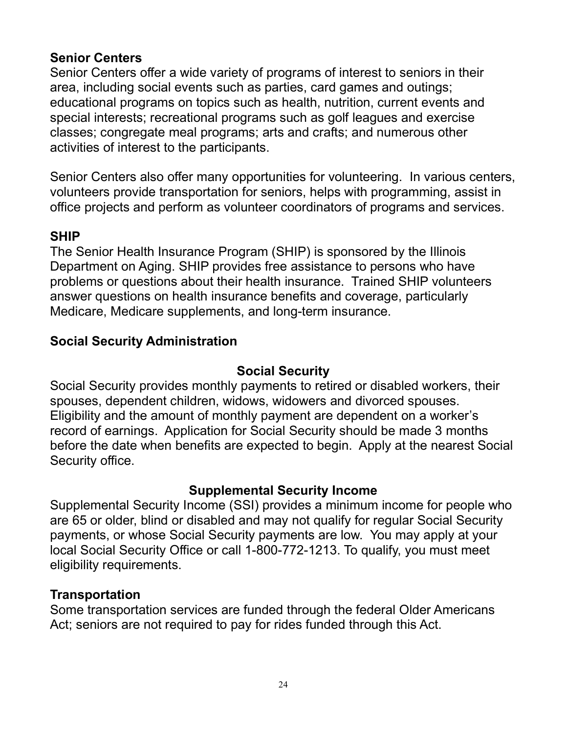## Senior Centers

Senior Centers offer a wide variety of programs of interest to seniors in their area, including social events such as parties, card games and outings; educational programs on topics such as health, nutrition, current events and special interests; recreational programs such as golf leagues and exercise classes; congregate meal programs; arts and crafts; and numerous other activities of interest to the participants.

Senior Centers also offer many opportunities for volunteering. In various centers, volunteers provide transportation for seniors, helps with programming, assist in office projects and perform as volunteer coordinators of programs and services.

## SHIP

The Senior Health Insurance Program (SHIP) is sponsored by the Illinois Department on Aging. SHIP provides free assistance to persons who have problems or questions about their health insurance. Trained SHIP volunteers answer questions on health insurance benefits and coverage, particularly Medicare, Medicare supplements, and long-term insurance.

## Social Security Administration

### Social Security

Social Security provides monthly payments to retired or disabled workers, their spouses, dependent children, widows, widowers and divorced spouses. Eligibility and the amount of monthly payment are dependent on a worker's record of earnings. Application for Social Security should be made 3 months before the date when benefits are expected to begin. Apply at the nearest Social Security office.

### Supplemental Security Income

Supplemental Security Income (SSI) provides a minimum income for people who are 65 or older, blind or disabled and may not qualify for regular Social Security payments, or whose Social Security payments are low. You may apply at your local Social Security Office or call 1-800-772-1213. To qualify, you must meet eligibility requirements.

## Transportation

Some transportation services are funded through the federal Older Americans Act; seniors are not required to pay for rides funded through this Act.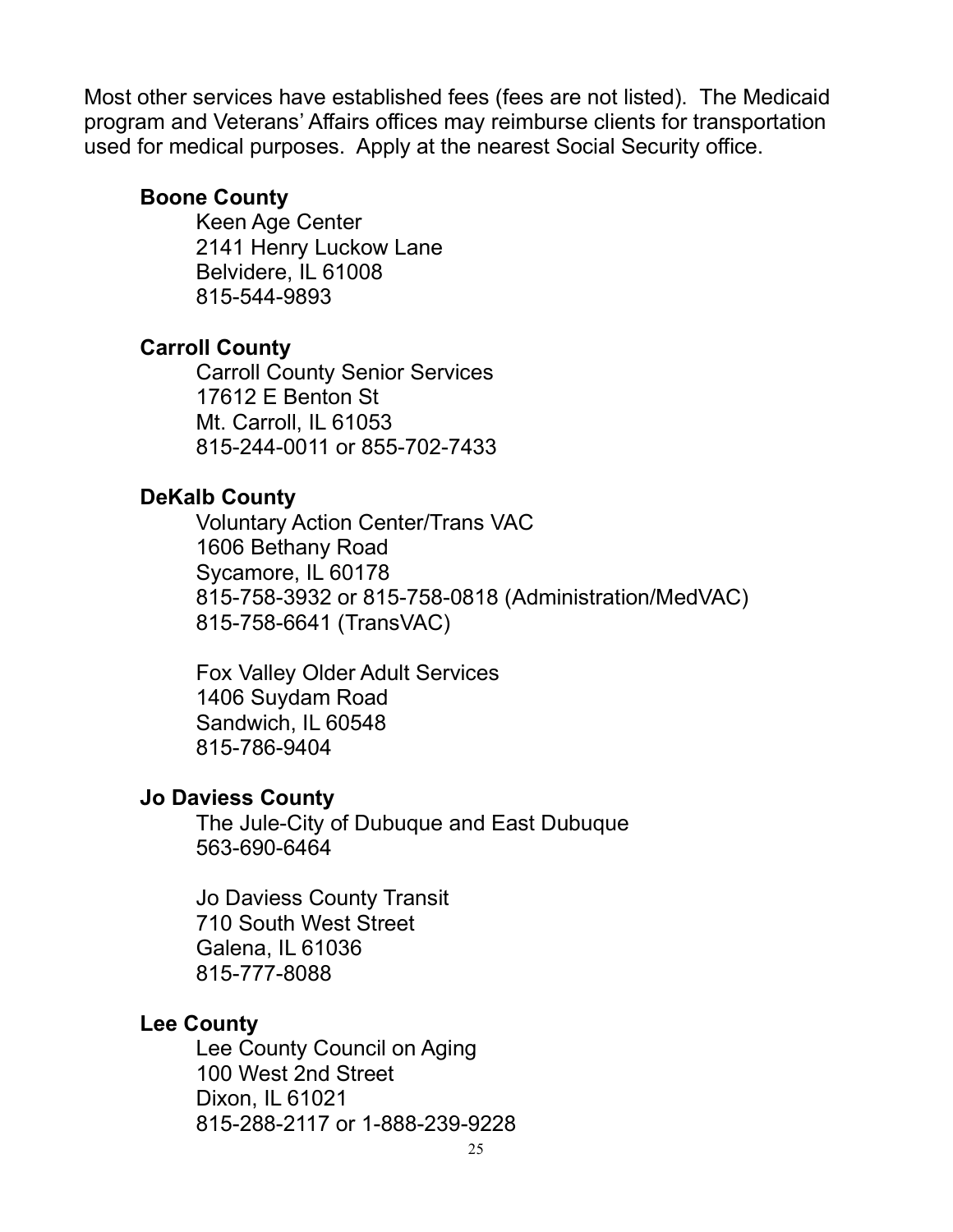Most other services have established fees (fees are not listed). The Medicaid program and Veterans' Affairs offices may reimburse clients for transportation used for medical purposes. Apply at the nearest Social Security office.

**Boone County**

Keen Age Center
2141 Henry Luckow Lane
Belvidere, IL 61008
815-544-9893

**Carroll County**

Carroll County Senior Services
17612 E Benton St
Mt. Carroll, IL 61053
815-244-0011 or 855-702-7433

**DeKalb County**

Voluntary Action Center/Trans VAC
1606 Bethany Road
Sycamore, IL 60178
815-758-3932 or 815-758-0818 (Administration/MedVAC)
815-758-6641 (TransVAC)

Fox Valley Older Adult Services
1406 Suydam Road
Sandwich, IL 60548
815-786-9404

**Jo Daviess County**

The Jule-City of Dubuque and East Dubuque
563-690-6464

Jo Daviess County Transit
710 South West Street
Galena, IL 61036
815-777-8088

**Lee County**

Lee County Council on Aging
100 West 2nd Street
Dixon, IL 61021
815-288-2117 or 1-888-239-9228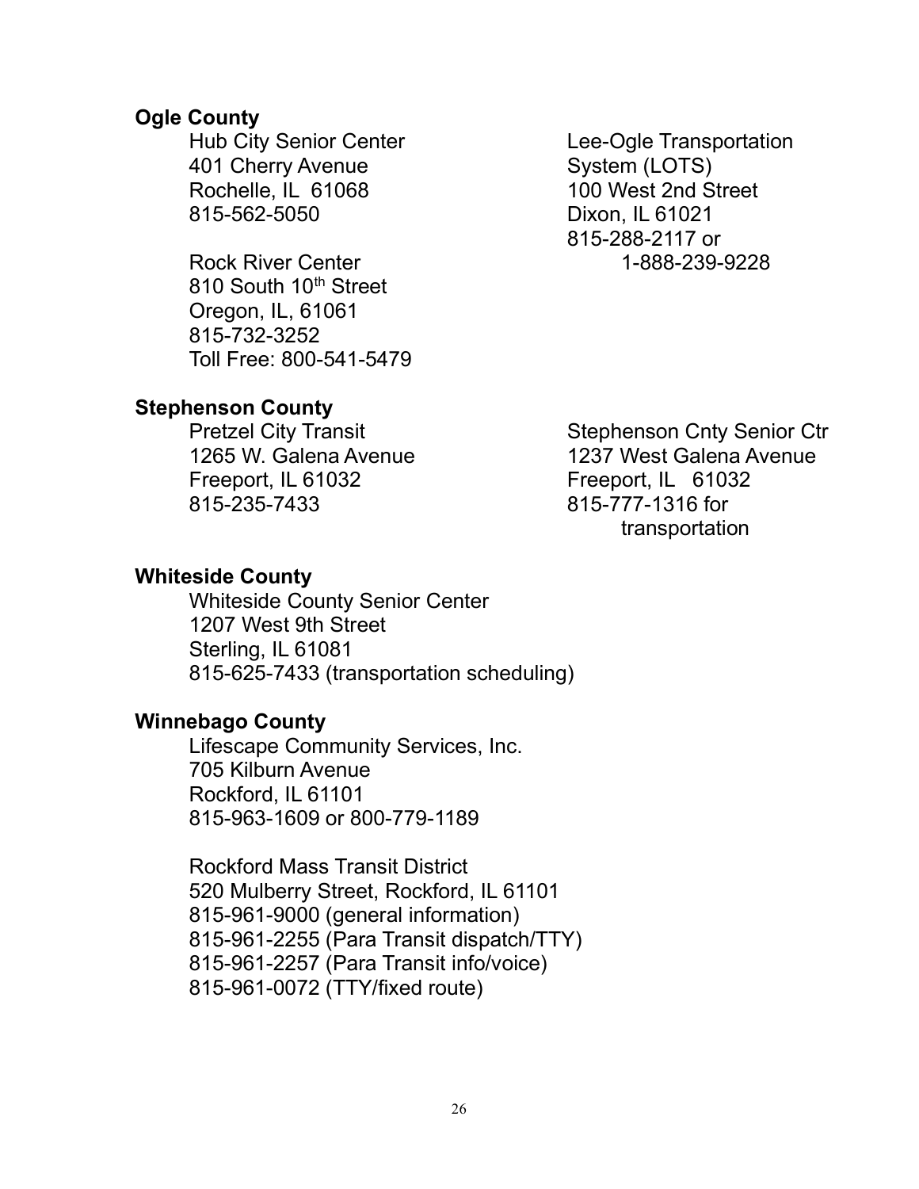**Ogle County**

Hub City Senior Center
401 Cherry Avenue
Rochelle, IL 61068
815-562-5050

Rock River Center
810 South 10th Street
Oregon, IL, 61061
815-732-3252
Toll Free: 800-541-5479

Lee-Ogle Transportation System (LOTS)
100 West 2nd Street
Dixon, IL 61021
815-288-2117 or 1-888-239-9228

**Stephenson County**

Pretzel City Transit
1265 W. Galena Avenue
Freeport, IL 61032
815-235-7433

Stephenson Cnty Senior Ctr
1237 West Galena Avenue
Freeport, IL 61032
815-777-1316 for transportation

**Whiteside County**

Whiteside County Senior Center
1207 West 9th Street
Sterling, IL 61081
815-625-7433 (transportation scheduling)

**Winnebago County**

Lifescape Community Services, Inc.
705 Kilburn Avenue
Rockford, IL 61101
815-963-1609 or 800-779-1189

Rockford Mass Transit District
520 Mulberry Street, Rockford, IL 61101
815-961-9000 (general information)
815-961-2255 (Para Transit dispatch/TTY)
815-961-2257 (Para Transit info/voice)
815-961-0072 (TTY/fixed route)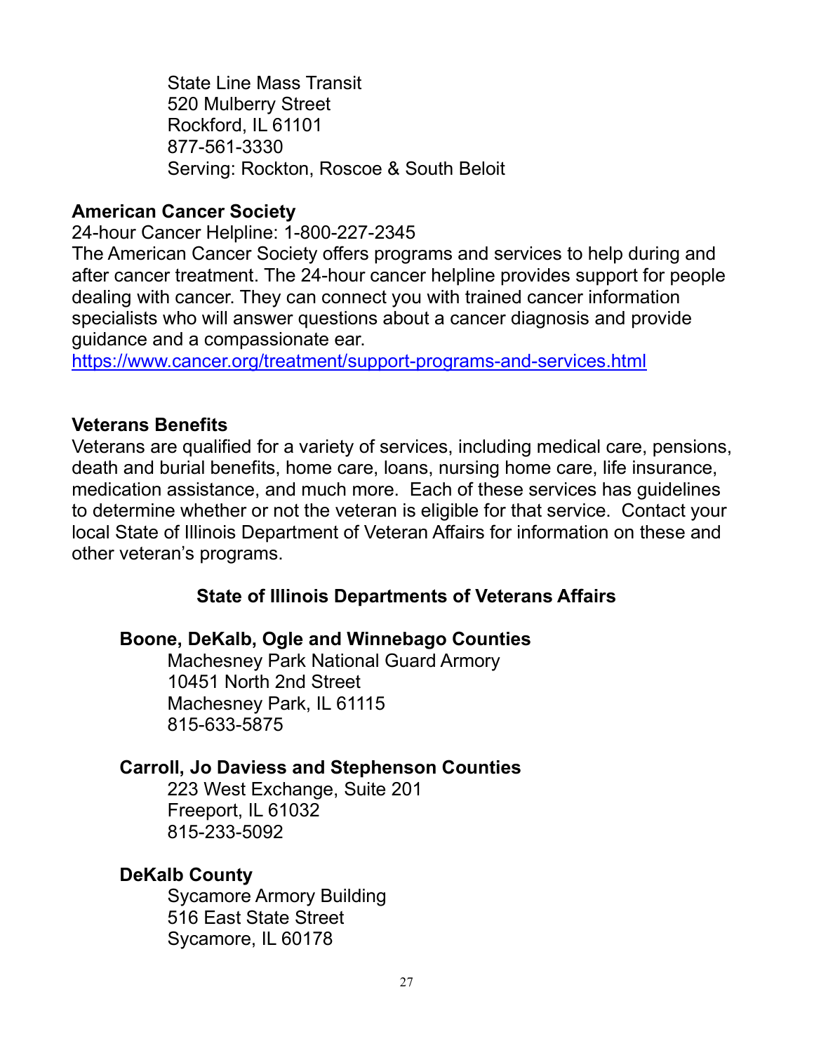State Line Mass Transit
520 Mulberry Street
Rockford, IL 61101
877-561-3330
Serving: Rockton, Roscoe & South Beloit

**American Cancer Society**

24-hour Cancer Helpline: 1-800-227-2345

The American Cancer Society offers programs and services to help during and after cancer treatment. The 24-hour cancer helpline provides support for people dealing with cancer. They can connect you with trained cancer information specialists who will answer questions about a cancer diagnosis and provide guidance and a compassionate ear.

[https://www.cancer.org/treatment/support-programs-and-services.html](https://www.cancer.org/treatment/support-programs-and-services.html)

**Veterans Benefits**

Veterans are qualified for a variety of services, including medical care, pensions, death and burial benefits, home care, loans, nursing home care, life insurance, medication assistance, and much more. Each of these services has guidelines to determine whether or not the veteran is eligible for that service. Contact your local State of Illinois Department of Veteran Affairs for information on these and other veteran's programs.

**State of Illinois Departments of Veterans Affairs**

**Boone, DeKalb, Ogle and Winnebago Counties**

Machesney Park National Guard Armory
10451 North 2nd Street
Machesney Park, IL 61115
815-633-5875

**Carroll, Jo Daviess and Stephenson Counties**

223 West Exchange, Suite 201
Freeport, IL 61032
815-233-5092

**DeKalb County**

Sycamore Armory Building
516 East State Street
Sycamore, IL 60178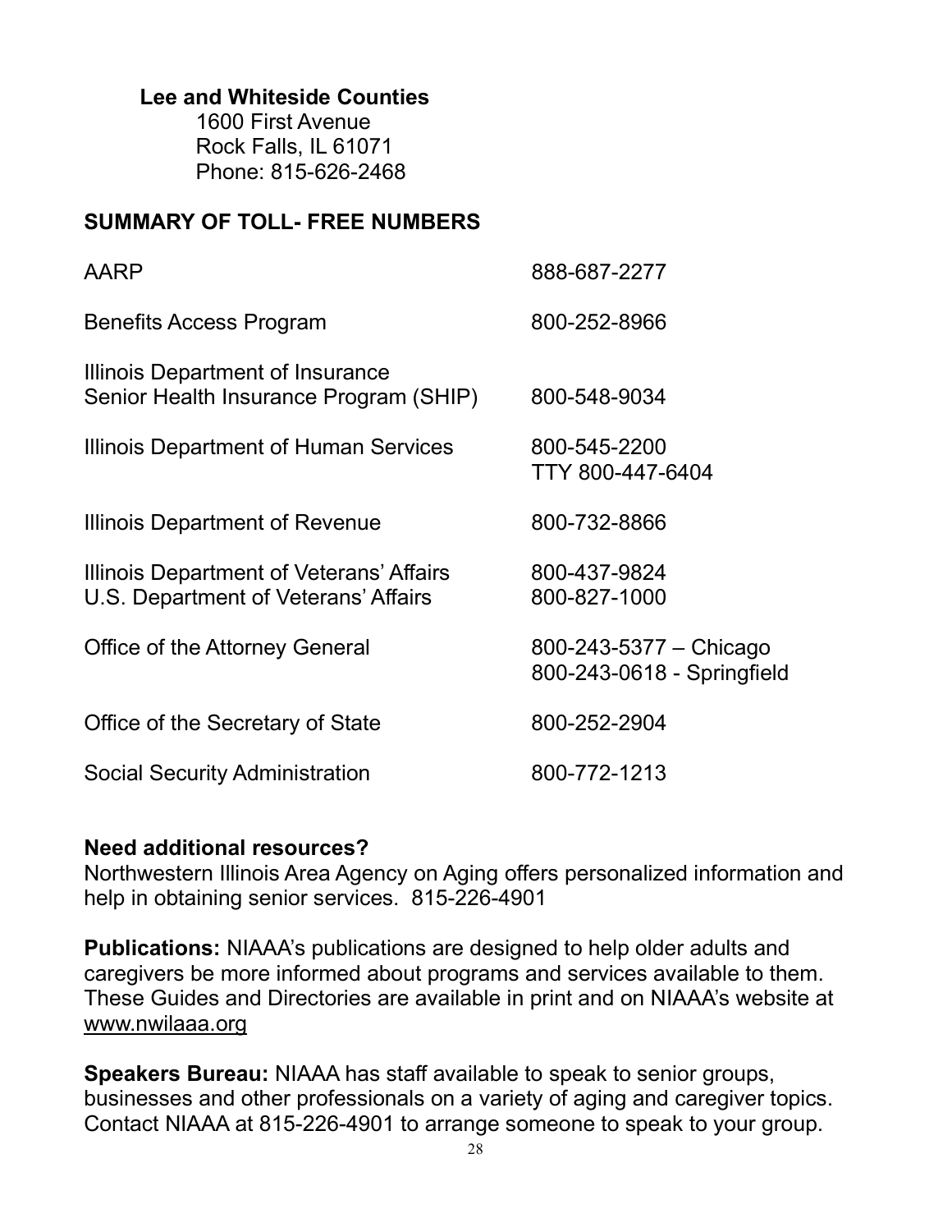**Lee and Whiteside Counties**
1600 First Avenue
Rock Falls, IL 61071
Phone: 815-626-2468

## SUMMARY OF TOLL- FREE NUMBERS

| | |
|---|---|
| AARP | 888-687-2277 |
| Benefits Access Program | 800-252-8966 |
| Illinois Department of Insurance Senior Health Insurance Program (SHIP) | 800-548-9034 |
| Illinois Department of Human Services | 800-545-2200<br>TTY 800-447-6404 |
| Illinois Department of Revenue | 800-732-8866 |
| Illinois Department of Veterans' Affairs | 800-437-9824 |
| U.S. Department of Veterans' Affairs | 800-827-1000 |
| Office of the Attorney General | 800-243-5377 – Chicago<br>800-243-0618 - Springfield |
| Office of the Secretary of State | 800-252-2904 |
| Social Security Administration | 800-772-1213 |

**Need additional resources?**
Northwestern Illinois Area Agency on Aging offers personalized information and help in obtaining senior services. 815-226-4901

**Publications:** NIAAA's publications are designed to help older adults and caregivers be more informed about programs and services available to them. These Guides and Directories are available in print and on NIAAA's website at www.nwilaaa.org

**Speakers Bureau:** NIAAA has staff available to speak to senior groups, businesses and other professionals on a variety of aging and caregiver topics. Contact NIAAA at 815-226-4901 to arrange someone to speak to your group.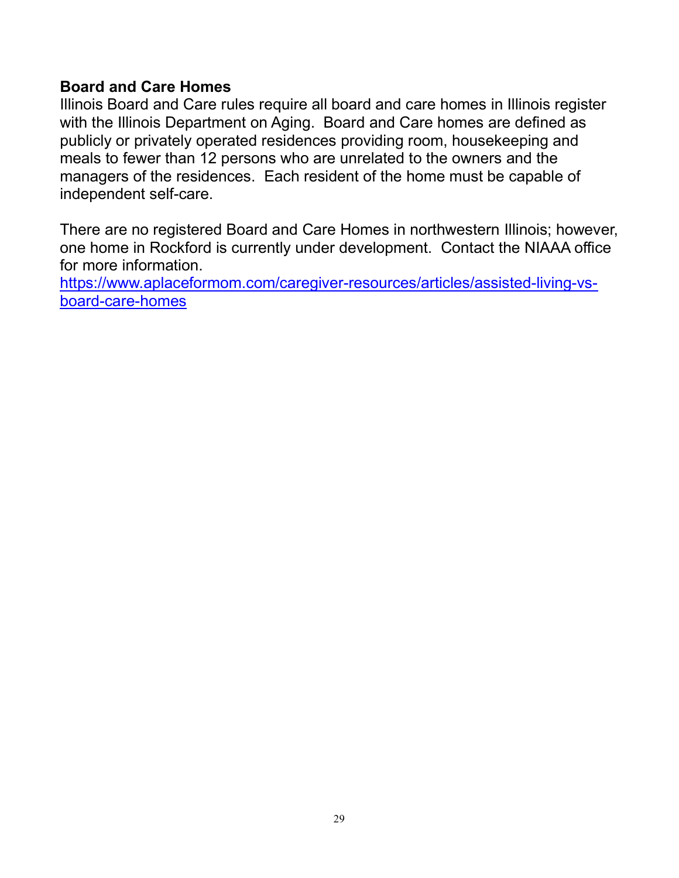**Board and Care Homes**

Illinois Board and Care rules require all board and care homes in Illinois register with the Illinois Department on Aging. Board and Care homes are defined as publicly or privately operated residences providing room, housekeeping and meals to fewer than 12 persons who are unrelated to the owners and the managers of the residences. Each resident of the home must be capable of independent self-care.

There are no registered Board and Care Homes in northwestern Illinois; however, one home in Rockford is currently under development. Contact the NIAAA office for more information.
https://www.aplaceformom.com/caregiver-resources/articles/assisted-living-vs-board-care-homes